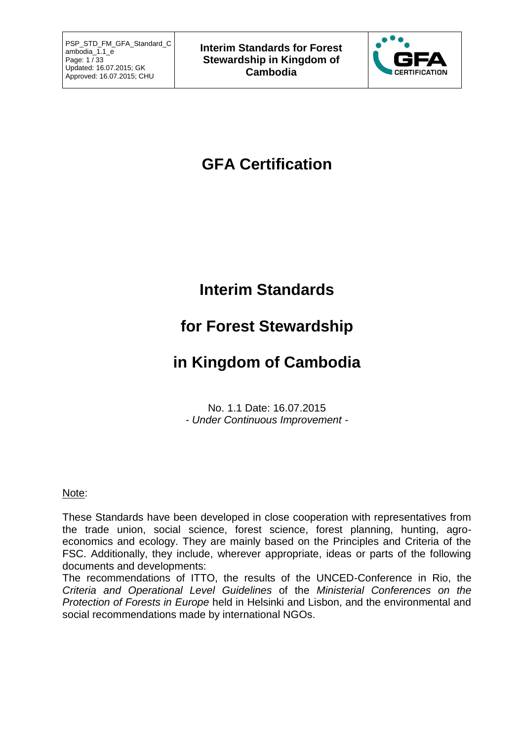# GFA Certification

# Interim Standards

# for Forest Stewardship

# in Kingdom of Cambodia

No. 1.1 Date: 16.07.2015
- *Under Continuous Improvement* -

Note:

These Standards have been developed in close cooperation with representatives from the trade union, social science, forest science, forest planning, hunting, agro-economics and ecology. They are mainly based on the Principles and Criteria of the FSC. Additionally, they include, wherever appropriate, ideas or parts of the following documents and developments:
The recommendations of ITTO, the results of the UNCED-Conference in Rio, the *Criteria and Operational Level Guidelines* of the *Ministerial Conferences on the Protection of Forests in Europe* held in Helsinki and Lisbon, and the environmental and social recommendations made by international NGOs.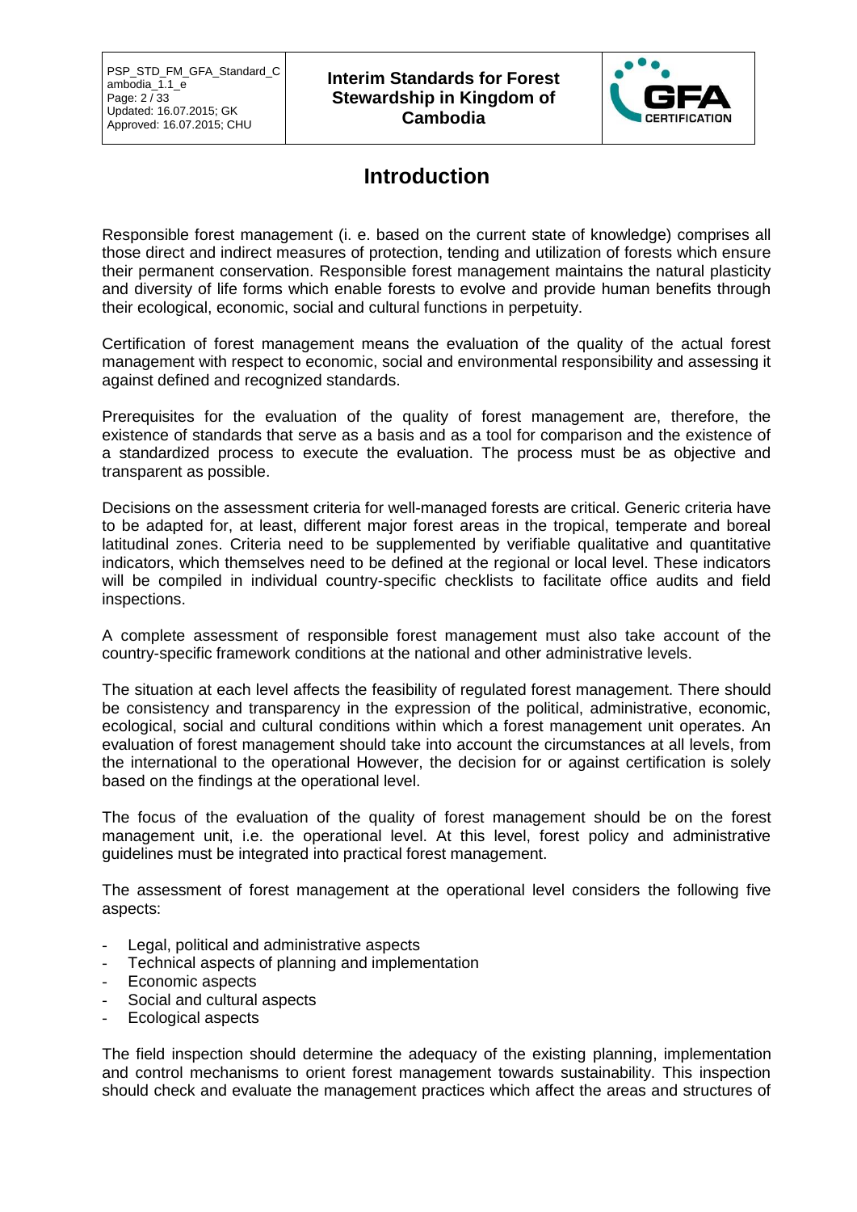# Introduction

Responsible forest management (i. e. based on the current state of knowledge) comprises all those direct and indirect measures of protection, tending and utilization of forests which ensure their permanent conservation. Responsible forest management maintains the natural plasticity and diversity of life forms which enable forests to evolve and provide human benefits through their ecological, economic, social and cultural functions in perpetuity.

Certification of forest management means the evaluation of the quality of the actual forest management with respect to economic, social and environmental responsibility and assessing it against defined and recognized standards.

Prerequisites for the evaluation of the quality of forest management are, therefore, the existence of standards that serve as a basis and as a tool for comparison and the existence of a standardized process to execute the evaluation. The process must be as objective and transparent as possible.

Decisions on the assessment criteria for well-managed forests are critical. Generic criteria have to be adapted for, at least, different major forest areas in the tropical, temperate and boreal latitudinal zones. Criteria need to be supplemented by verifiable qualitative and quantitative indicators, which themselves need to be defined at the regional or local level. These indicators will be compiled in individual country-specific checklists to facilitate office audits and field inspections.

A complete assessment of responsible forest management must also take account of the country-specific framework conditions at the national and other administrative levels.

The situation at each level affects the feasibility of regulated forest management. There should be consistency and transparency in the expression of the political, administrative, economic, ecological, social and cultural conditions within which a forest management unit operates. An evaluation of forest management should take into account the circumstances at all levels, from the international to the operational However, the decision for or against certification is solely based on the findings at the operational level.

The focus of the evaluation of the quality of forest management should be on the forest management unit, i.e. the operational level. At this level, forest policy and administrative guidelines must be integrated into practical forest management.

The assessment of forest management at the operational level considers the following five aspects:

- Legal, political and administrative aspects
- Technical aspects of planning and implementation
- Economic aspects
- Social and cultural aspects
- Ecological aspects

The field inspection should determine the adequacy of the existing planning, implementation and control mechanisms to orient forest management towards sustainability. This inspection should check and evaluate the management practices which affect the areas and structures of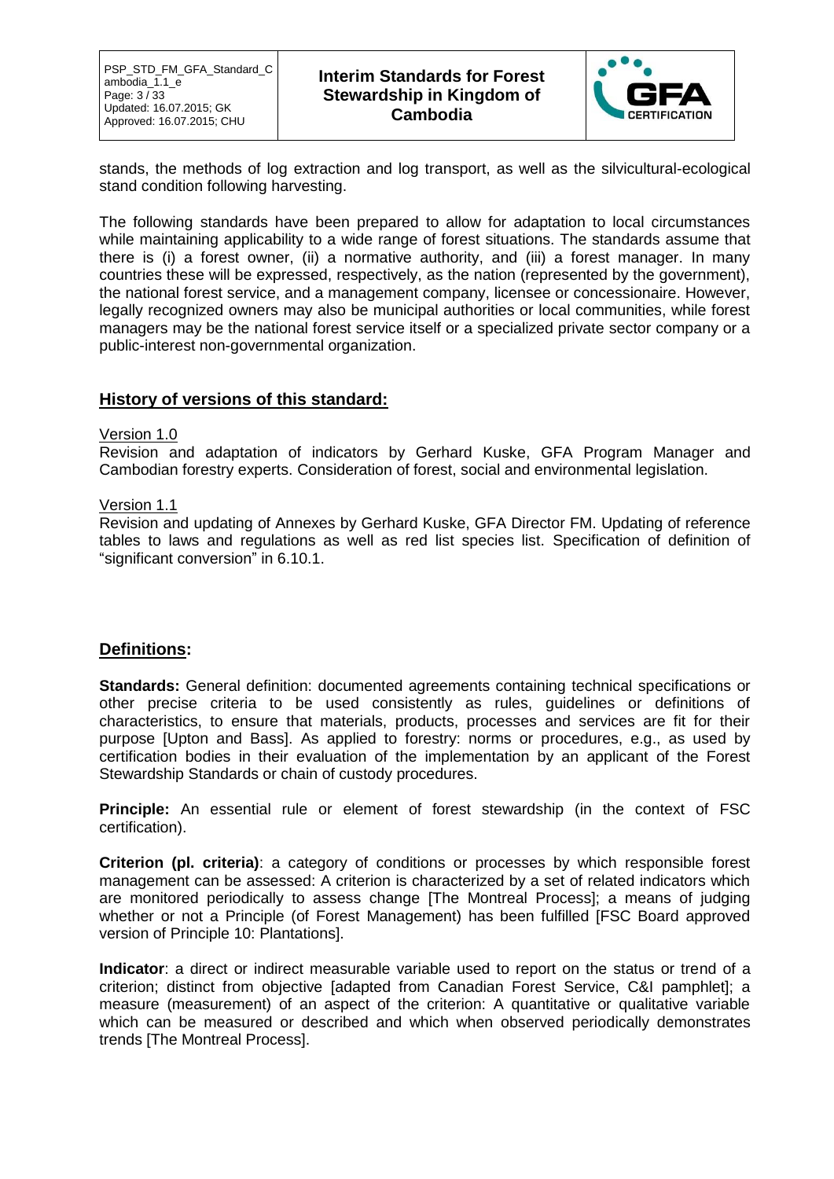stands, the methods of log extraction and log transport, as well as the silvicultural-ecological stand condition following harvesting.

The following standards have been prepared to allow for adaptation to local circumstances while maintaining applicability to a wide range of forest situations. The standards assume that there is (i) a forest owner, (ii) a normative authority, and (iii) a forest manager. In many countries these will be expressed, respectively, as the nation (represented by the government), the national forest service, and a management company, licensee or concessionaire. However, legally recognized owners may also be municipal authorities or local communities, while forest managers may be the national forest service itself or a specialized private sector company or a public-interest non-governmental organization.

## History of versions of this standard:

Version 1.0

Revision and adaptation of indicators by Gerhard Kuske, GFA Program Manager and Cambodian forestry experts. Consideration of forest, social and environmental legislation.

Version 1.1

Revision and updating of Annexes by Gerhard Kuske, GFA Director FM. Updating of reference tables to laws and regulations as well as red list species list. Specification of definition of "significant conversion" in 6.10.1.

## Definitions:

**Standards:** General definition: documented agreements containing technical specifications or other precise criteria to be used consistently as rules, guidelines or definitions of characteristics, to ensure that materials, products, processes and services are fit for their purpose [Upton and Bass]. As applied to forestry: norms or procedures, e.g., as used by certification bodies in their evaluation of the implementation by an applicant of the Forest Stewardship Standards or chain of custody procedures.

**Principle:** An essential rule or element of forest stewardship (in the context of FSC certification).

**Criterion (pl. criteria)**: a category of conditions or processes by which responsible forest management can be assessed: A criterion is characterized by a set of related indicators which are monitored periodically to assess change [The Montreal Process]; a means of judging whether or not a Principle (of Forest Management) has been fulfilled [FSC Board approved version of Principle 10: Plantations].

**Indicator**: a direct or indirect measurable variable used to report on the status or trend of a criterion; distinct from objective [adapted from Canadian Forest Service, C&I pamphlet]; a measure (measurement) of an aspect of the criterion: A quantitative or qualitative variable which can be measured or described and which when observed periodically demonstrates trends [The Montreal Process].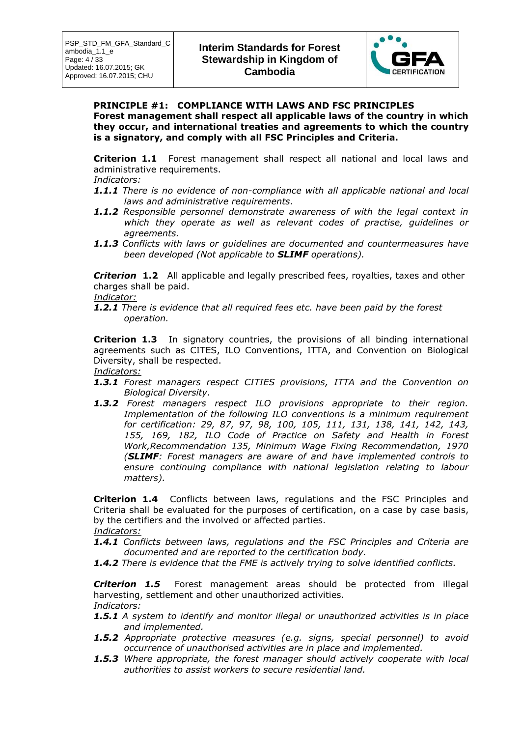**PRINCIPLE #1: COMPLIANCE WITH LAWS AND FSC PRINCIPLES**
**Forest management shall respect all applicable laws of the country in which they occur, and international treaties and agreements to which the country is a signatory, and comply with all FSC Principles and Criteria.**

**Criterion 1.1** Forest management shall respect all national and local laws and administrative requirements.
*Indicators:*

- ***1.1.1*** *There is no evidence of non-compliance with all applicable national and local laws and administrative requirements.*
- ***1.1.2*** *Responsible personnel demonstrate awareness of with the legal context in which they operate as well as relevant codes of practise, guidelines or agreements.*
- ***1.1.3*** *Conflicts with laws or guidelines are documented and countermeasures have been developed (Not applicable to **SLIMF** operations).*

***Criterion* 1.2** All applicable and legally prescribed fees, royalties, taxes and other charges shall be paid.
*Indicator:*

- ***1.2.1*** *There is evidence that all required fees etc. have been paid by the forest operation.*

**Criterion 1.3** In signatory countries, the provisions of all binding international agreements such as CITES, ILO Conventions, ITTA, and Convention on Biological Diversity, shall be respected.
*Indicators:*

- ***1.3.1*** *Forest managers respect CITIES provisions, ITTA and the Convention on Biological Diversity.*
- ***1.3.2*** *Forest managers respect ILO provisions appropriate to their region. Implementation of the following ILO conventions is a minimum requirement for certification: 29, 87, 97, 98, 100, 105, 111, 131, 138, 141, 142, 143, 155, 169, 182, ILO Code of Practice on Safety and Health in Forest Work,Recommendation 135, Minimum Wage Fixing Recommendation, 1970 (**SLIMF**: Forest managers are aware of and have implemented controls to ensure continuing compliance with national legislation relating to labour matters).*

**Criterion 1.4** Conflicts between laws, regulations and the FSC Principles and Criteria shall be evaluated for the purposes of certification, on a case by case basis, by the certifiers and the involved or affected parties.
*Indicators:*

- ***1.4.1*** *Conflicts between laws, regulations and the FSC Principles and Criteria are documented and are reported to the certification body.*
- ***1.4.2*** *There is evidence that the FME is actively trying to solve identified conflicts.*

***Criterion 1.5*** Forest management areas should be protected from illegal harvesting, settlement and other unauthorized activities.
*Indicators:*

- ***1.5.1*** *A system to identify and monitor illegal or unauthorized activities is in place and implemented.*
- ***1.5.2*** *Appropriate protective measures (e.g. signs, special personnel) to avoid occurrence of unauthorised activities are in place and implemented.*
- ***1.5.3*** *Where appropriate, the forest manager should actively cooperate with local authorities to assist workers to secure residential land.*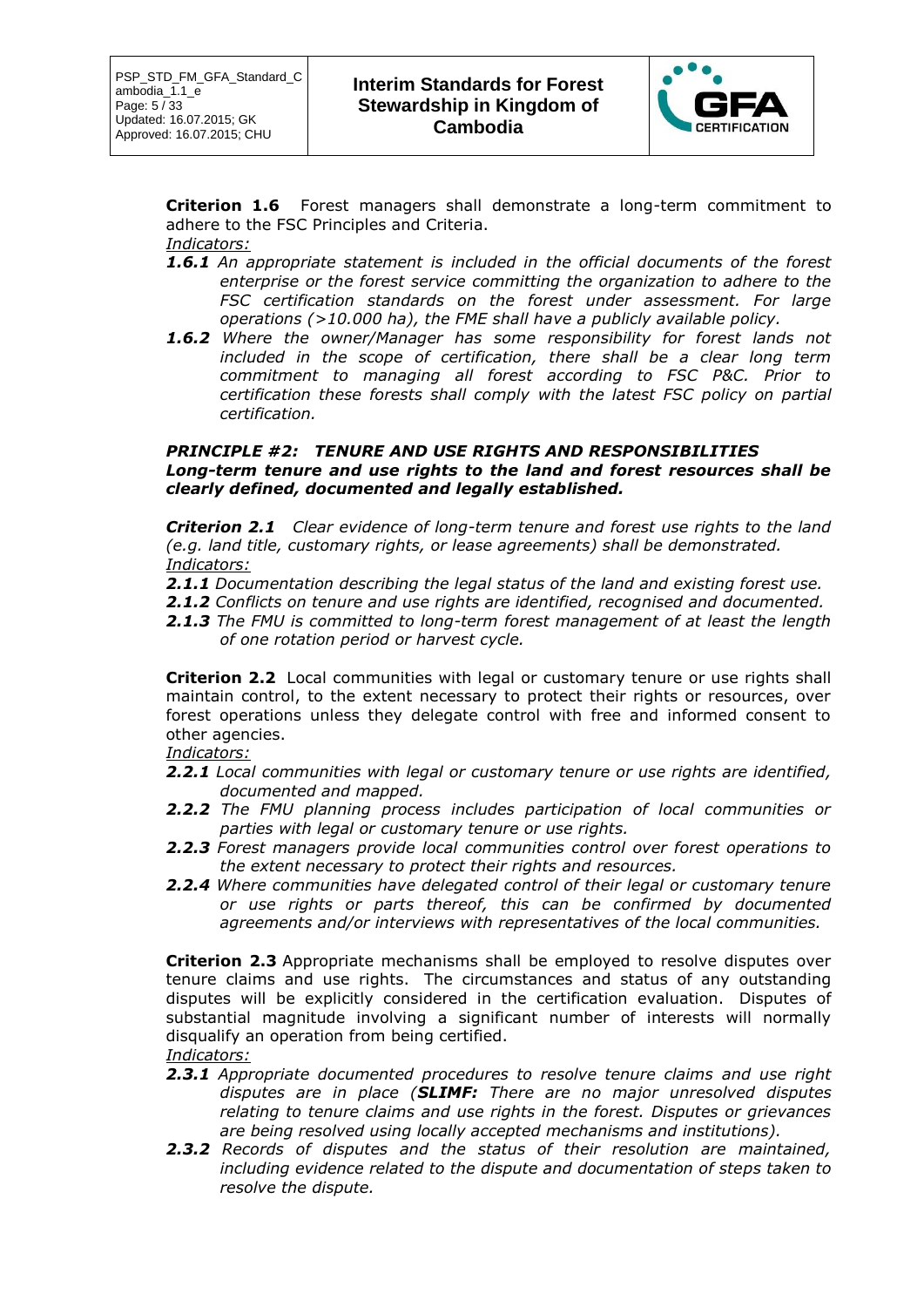**Criterion 1.6** Forest managers shall demonstrate a long-term commitment to adhere to the FSC Principles and Criteria.

*Indicators:*

***1.6.1*** *An appropriate statement is included in the official documents of the forest enterprise or the forest service committing the organization to adhere to the FSC certification standards on the forest under assessment. For large operations (>10.000 ha), the FME shall have a publicly available policy.*

***1.6.2*** *Where the owner/Manager has some responsibility for forest lands not included in the scope of certification, there shall be a clear long term commitment to managing all forest according to FSC P&C. Prior to certification these forests shall comply with the latest FSC policy on partial certification.*

***PRINCIPLE #2: TENURE AND USE RIGHTS AND RESPONSIBILITIES***
***Long-term tenure and use rights to the land and forest resources shall be clearly defined, documented and legally established.***

***Criterion 2.1*** *Clear evidence of long-term tenure and forest use rights to the land (e.g. land title, customary rights, or lease agreements) shall be demonstrated.*

*Indicators:*

***2.1.1*** *Documentation describing the legal status of the land and existing forest use.*

***2.1.2*** *Conflicts on tenure and use rights are identified, recognised and documented.*

***2.1.3*** *The FMU is committed to long-term forest management of at least the length of one rotation period or harvest cycle.*

**Criterion 2.2** Local communities with legal or customary tenure or use rights shall maintain control, to the extent necessary to protect their rights or resources, over forest operations unless they delegate control with free and informed consent to other agencies.

*Indicators:*

***2.2.1*** *Local communities with legal or customary tenure or use rights are identified, documented and mapped.*

***2.2.2*** *The FMU planning process includes participation of local communities or parties with legal or customary tenure or use rights.*

***2.2.3*** *Forest managers provide local communities control over forest operations to the extent necessary to protect their rights and resources.*

***2.2.4*** *Where communities have delegated control of their legal or customary tenure or use rights or parts thereof, this can be confirmed by documented agreements and/or interviews with representatives of the local communities.*

**Criterion 2.3** Appropriate mechanisms shall be employed to resolve disputes over tenure claims and use rights. The circumstances and status of any outstanding disputes will be explicitly considered in the certification evaluation. Disputes of substantial magnitude involving a significant number of interests will normally disqualify an operation from being certified.

*Indicators:*

***2.3.1*** *Appropriate documented procedures to resolve tenure claims and use right disputes are in place (**SLIMF:** There are no major unresolved disputes relating to tenure claims and use rights in the forest. Disputes or grievances are being resolved using locally accepted mechanisms and institutions).*

***2.3.2*** *Records of disputes and the status of their resolution are maintained, including evidence related to the dispute and documentation of steps taken to resolve the dispute.*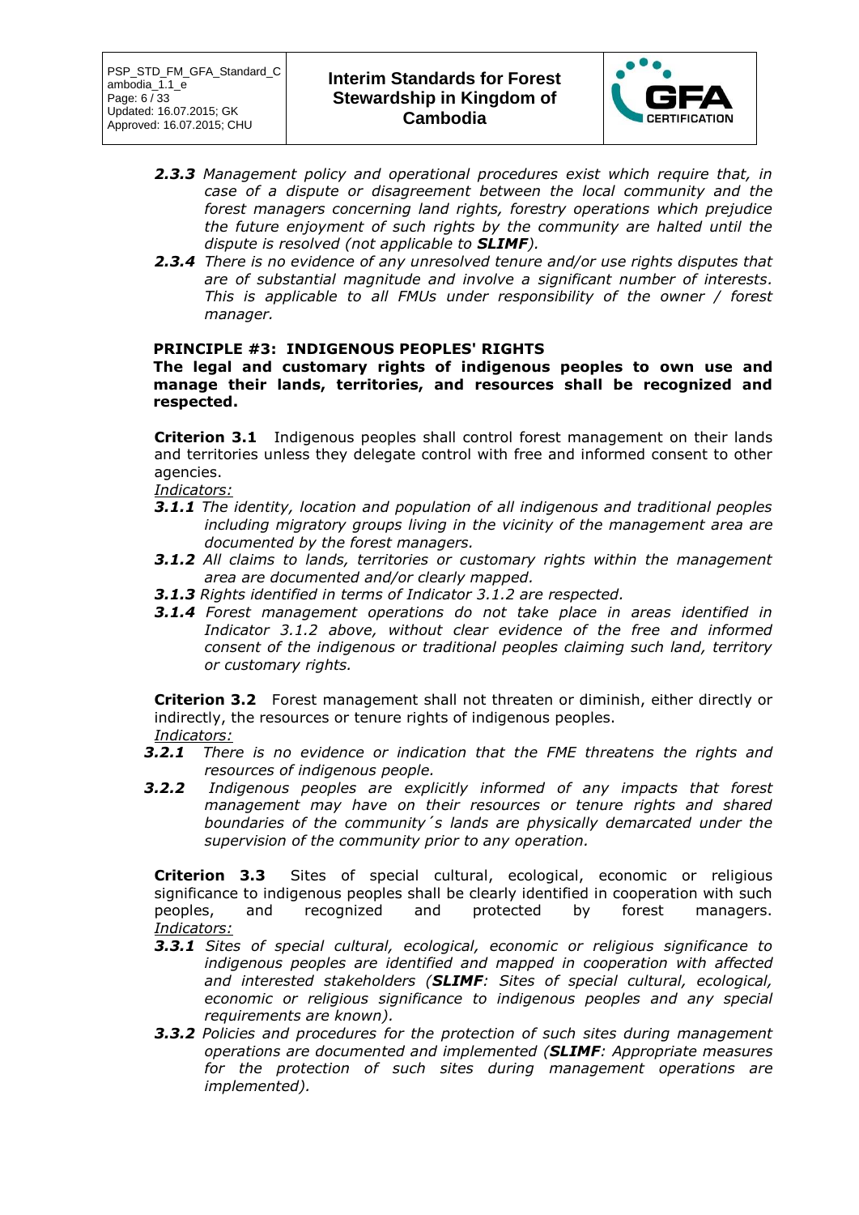***2.3.3*** *Management policy and operational procedures exist which require that, in case of a dispute or disagreement between the local community and the forest managers concerning land rights, forestry operations which prejudice the future enjoyment of such rights by the community are halted until the dispute is resolved (not applicable to* ***SLIMF****).*

***2.3.4*** *There is no evidence of any unresolved tenure and/or use rights disputes that are of substantial magnitude and involve a significant number of interests. This is applicable to all FMUs under responsibility of the owner / forest manager.*

## PRINCIPLE #3: INDIGENOUS PEOPLES' RIGHTS

**The legal and customary rights of indigenous peoples to own use and manage their lands, territories, and resources shall be recognized and respected.**

**Criterion 3.1** Indigenous peoples shall control forest management on their lands and territories unless they delegate control with free and informed consent to other agencies.

*Indicators:*

***3.1.1*** *The identity, location and population of all indigenous and traditional peoples including migratory groups living in the vicinity of the management area are documented by the forest managers.*

***3.1.2*** *All claims to lands, territories or customary rights within the management area are documented and/or clearly mapped.*

***3.1.3*** *Rights identified in terms of Indicator 3.1.2 are respected.*

***3.1.4*** *Forest management operations do not take place in areas identified in Indicator 3.1.2 above, without clear evidence of the free and informed consent of the indigenous or traditional peoples claiming such land, territory or customary rights.*

**Criterion 3.2** Forest management shall not threaten or diminish, either directly or indirectly, the resources or tenure rights of indigenous peoples.

*Indicators:*

***3.2.1*** *There is no evidence or indication that the FME threatens the rights and resources of indigenous people.*

***3.2.2*** *Indigenous peoples are explicitly informed of any impacts that forest management may have on their resources or tenure rights and shared boundaries of the community´s lands are physically demarcated under the supervision of the community prior to any operation.*

**Criterion 3.3** Sites of special cultural, ecological, economic or religious significance to indigenous peoples shall be clearly identified in cooperation with such peoples, and recognized and protected by forest managers.

*Indicators:*

***3.3.1*** *Sites of special cultural, ecological, economic or religious significance to indigenous peoples are identified and mapped in cooperation with affected and interested stakeholders (****SLIMF****: Sites of special cultural, ecological, economic or religious significance to indigenous peoples and any special requirements are known).*

***3.3.2*** *Policies and procedures for the protection of such sites during management operations are documented and implemented (****SLIMF****: Appropriate measures for the protection of such sites during management operations are implemented).*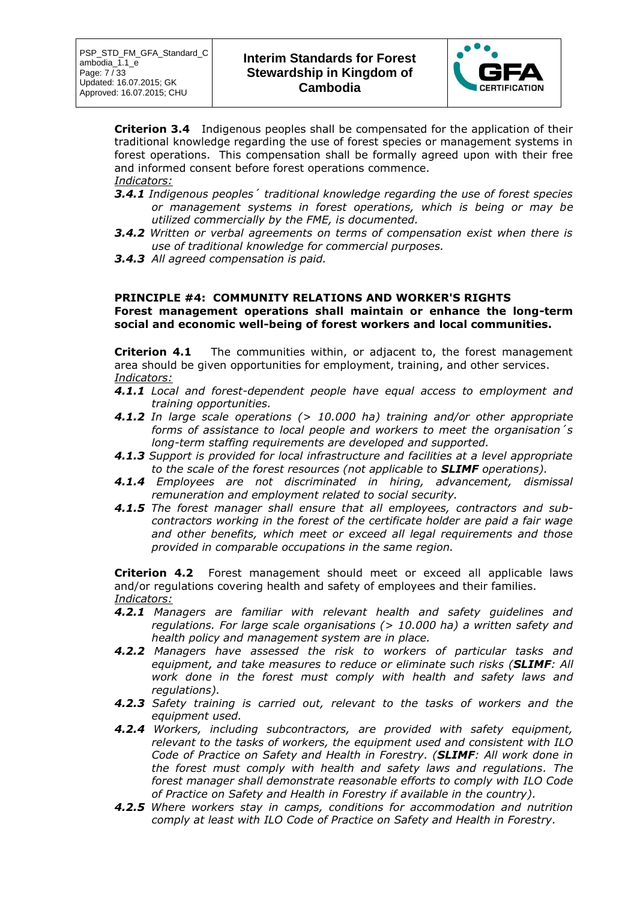**Criterion 3.4** Indigenous peoples shall be compensated for the application of their traditional knowledge regarding the use of forest species or management systems in forest operations. This compensation shall be formally agreed upon with their free and informed consent before forest operations commence.

*Indicators:*

- ***3.4.1*** *Indigenous peoples´ traditional knowledge regarding the use of forest species or management systems in forest operations, which is being or may be utilized commercially by the FME, is documented.*
- ***3.4.2*** *Written or verbal agreements on terms of compensation exist when there is use of traditional knowledge for commercial purposes.*
- ***3.4.3*** *All agreed compensation is paid.*

## PRINCIPLE #4: COMMUNITY RELATIONS AND WORKER'S RIGHTS

**Forest management operations shall maintain or enhance the long-term social and economic well-being of forest workers and local communities.**

**Criterion 4.1** The communities within, or adjacent to, the forest management area should be given opportunities for employment, training, and other services.

*Indicators:*

- ***4.1.1*** *Local and forest-dependent people have equal access to employment and training opportunities.*
- ***4.1.2*** *In large scale operations (> 10.000 ha) training and/or other appropriate forms of assistance to local people and workers to meet the organisation´s long-term staffing requirements are developed and supported.*
- ***4.1.3*** *Support is provided for local infrastructure and facilities at a level appropriate to the scale of the forest resources (not applicable to **SLIMF** operations).*
- ***4.1.4*** *Employees are not discriminated in hiring, advancement, dismissal remuneration and employment related to social security.*
- ***4.1.5*** *The forest manager shall ensure that all employees, contractors and sub-contractors working in the forest of the certificate holder are paid a fair wage and other benefits, which meet or exceed all legal requirements and those provided in comparable occupations in the same region.*

**Criterion 4.2** Forest management should meet or exceed all applicable laws and/or regulations covering health and safety of employees and their families.

*Indicators:*

- ***4.2.1*** *Managers are familiar with relevant health and safety guidelines and regulations. For large scale organisations (> 10.000 ha) a written safety and health policy and management system are in place.*
- ***4.2.2*** *Managers have assessed the risk to workers of particular tasks and equipment, and take measures to reduce or eliminate such risks (**SLIMF**: All work done in the forest must comply with health and safety laws and regulations).*
- ***4.2.3*** *Safety training is carried out, relevant to the tasks of workers and the equipment used.*
- ***4.2.4*** *Workers, including subcontractors, are provided with safety equipment, relevant to the tasks of workers, the equipment used and consistent with ILO Code of Practice on Safety and Health in Forestry. (**SLIMF**: All work done in the forest must comply with health and safety laws and regulations. The forest manager shall demonstrate reasonable efforts to comply with ILO Code of Practice on Safety and Health in Forestry if available in the country).*
- ***4.2.5*** *Where workers stay in camps, conditions for accommodation and nutrition comply at least with ILO Code of Practice on Safety and Health in Forestry.*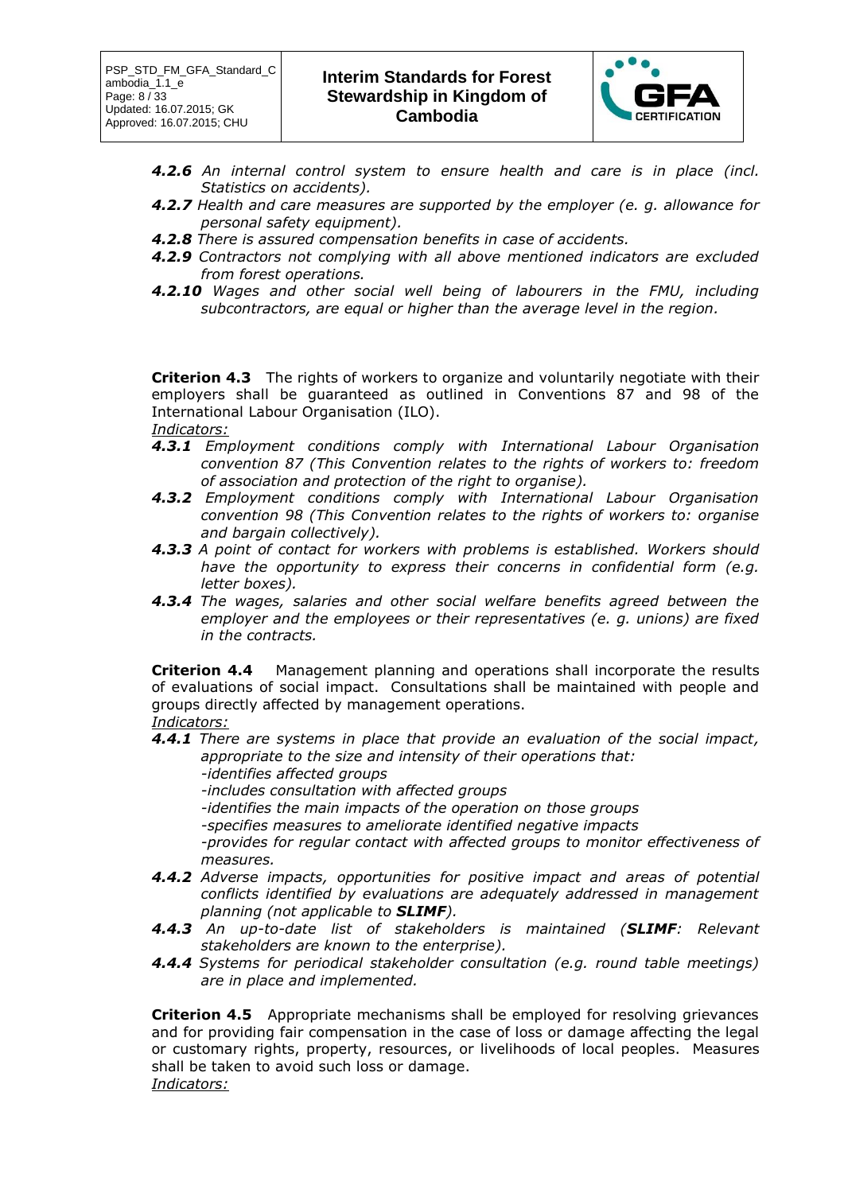***4.2.6*** *An internal control system to ensure health and care is in place (incl. Statistics on accidents).*

***4.2.7*** *Health and care measures are supported by the employer (e. g. allowance for personal safety equipment).*

***4.2.8*** *There is assured compensation benefits in case of accidents.*

***4.2.9*** *Contractors not complying with all above mentioned indicators are excluded from forest operations.*

***4.2.10*** *Wages and other social well being of labourers in the FMU, including subcontractors, are equal or higher than the average level in the region.*

**Criterion 4.3** The rights of workers to organize and voluntarily negotiate with their employers shall be guaranteed as outlined in Conventions 87 and 98 of the International Labour Organisation (ILO).

*Indicators:*

***4.3.1*** *Employment conditions comply with International Labour Organisation convention 87 (This Convention relates to the rights of workers to: freedom of association and protection of the right to organise).*

***4.3.2*** *Employment conditions comply with International Labour Organisation convention 98 (This Convention relates to the rights of workers to: organise and bargain collectively).*

***4.3.3*** *A point of contact for workers with problems is established. Workers should have the opportunity to express their concerns in confidential form (e.g. letter boxes).*

***4.3.4*** *The wages, salaries and other social welfare benefits agreed between the employer and the employees or their representatives (e. g. unions) are fixed in the contracts.*

**Criterion 4.4** Management planning and operations shall incorporate the results of evaluations of social impact. Consultations shall be maintained with people and groups directly affected by management operations.

*Indicators:*

***4.4.1*** *There are systems in place that provide an evaluation of the social impact, appropriate to the size and intensity of their operations that:*
*-identifies affected groups*
*-includes consultation with affected groups*
*-identifies the main impacts of the operation on those groups*
*-specifies measures to ameliorate identified negative impacts*
*-provides for regular contact with affected groups to monitor effectiveness of measures.*

***4.4.2*** *Adverse impacts, opportunities for positive impact and areas of potential conflicts identified by evaluations are adequately addressed in management planning (not applicable to **SLIMF**).*

***4.4.3*** *An up-to-date list of stakeholders is maintained (**SLIMF**: Relevant stakeholders are known to the enterprise).*

***4.4.4*** *Systems for periodical stakeholder consultation (e.g. round table meetings) are in place and implemented.*

**Criterion 4.5** Appropriate mechanisms shall be employed for resolving grievances and for providing fair compensation in the case of loss or damage affecting the legal or customary rights, property, resources, or livelihoods of local peoples. Measures shall be taken to avoid such loss or damage.

*Indicators:*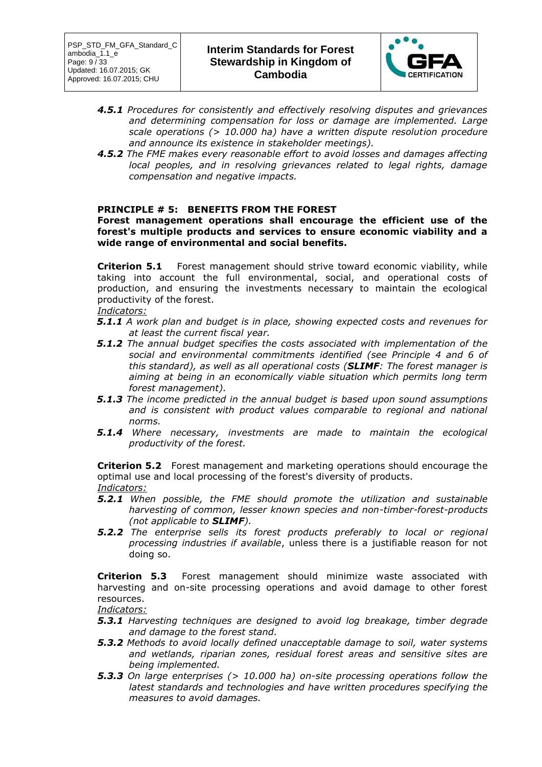- ***4.5.1*** *Procedures for consistently and effectively resolving disputes and grievances and determining compensation for loss or damage are implemented. Large scale operations (> 10.000 ha) have a written dispute resolution procedure and announce its existence in stakeholder meetings).*
- ***4.5.2*** *The FME makes every reasonable effort to avoid losses and damages affecting local peoples, and in resolving grievances related to legal rights, damage compensation and negative impacts.*

## PRINCIPLE # 5: BENEFITS FROM THE FOREST

**Forest management operations shall encourage the efficient use of the forest's multiple products and services to ensure economic viability and a wide range of environmental and social benefits.**

**Criterion 5.1** Forest management should strive toward economic viability, while taking into account the full environmental, social, and operational costs of production, and ensuring the investments necessary to maintain the ecological productivity of the forest.

*Indicators:*

- ***5.1.1*** *A work plan and budget is in place, showing expected costs and revenues for at least the current fiscal year.*
- ***5.1.2*** *The annual budget specifies the costs associated with implementation of the social and environmental commitments identified (see Principle 4 and 6 of this standard), as well as all operational costs (**SLIMF**: The forest manager is aiming at being in an economically viable situation which permits long term forest management).*
- ***5.1.3*** *The income predicted in the annual budget is based upon sound assumptions and is consistent with product values comparable to regional and national norms.*
- ***5.1.4*** *Where necessary, investments are made to maintain the ecological productivity of the forest.*

**Criterion 5.2** Forest management and marketing operations should encourage the optimal use and local processing of the forest's diversity of products.

*Indicators:*

- ***5.2.1*** *When possible, the FME should promote the utilization and sustainable harvesting of common, lesser known species and non-timber-forest-products (not applicable to **SLIMF**).*
- ***5.2.2*** *The enterprise sells its forest products preferably to local or regional processing industries if available*, unless there is a justifiable reason for not doing so.

**Criterion 5.3** Forest management should minimize waste associated with harvesting and on-site processing operations and avoid damage to other forest resources.

*Indicators:*

- ***5.3.1*** *Harvesting techniques are designed to avoid log breakage, timber degrade and damage to the forest stand.*
- ***5.3.2*** *Methods to avoid locally defined unacceptable damage to soil, water systems and wetlands, riparian zones, residual forest areas and sensitive sites are being implemented.*
- ***5.3.3*** *On large enterprises (> 10.000 ha) on-site processing operations follow the latest standards and technologies and have written procedures specifying the measures to avoid damages.*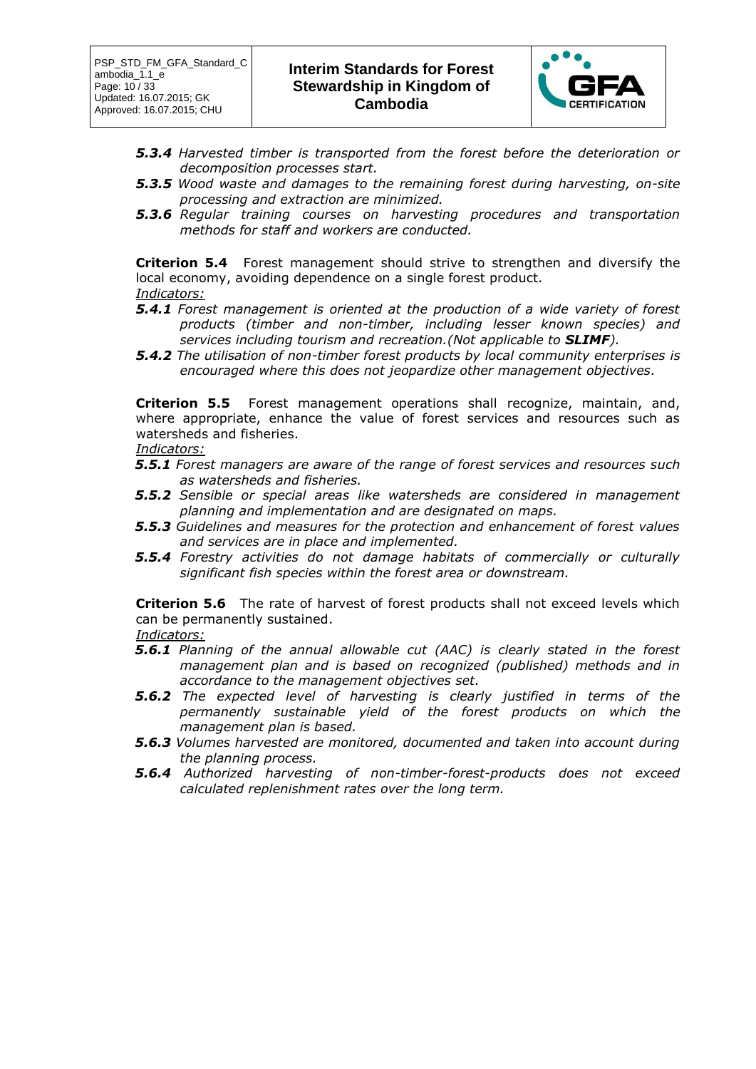***5.3.4*** *Harvested timber is transported from the forest before the deterioration or decomposition processes start.*

***5.3.5*** *Wood waste and damages to the remaining forest during harvesting, on-site processing and extraction are minimized.*

***5.3.6*** *Regular training courses on harvesting procedures and transportation methods for staff and workers are conducted.*

**Criterion 5.4** Forest management should strive to strengthen and diversify the local economy, avoiding dependence on a single forest product.

*Indicators:*

***5.4.1*** *Forest management is oriented at the production of a wide variety of forest products (timber and non-timber, including lesser known species) and services including tourism and recreation.(Not applicable to **SLIMF**).*

***5.4.2*** *The utilisation of non-timber forest products by local community enterprises is encouraged where this does not jeopardize other management objectives.*

**Criterion 5.5** Forest management operations shall recognize, maintain, and, where appropriate, enhance the value of forest services and resources such as watersheds and fisheries.

*Indicators:*

***5.5.1*** *Forest managers are aware of the range of forest services and resources such as watersheds and fisheries.*

***5.5.2*** *Sensible or special areas like watersheds are considered in management planning and implementation and are designated on maps.*

***5.5.3*** *Guidelines and measures for the protection and enhancement of forest values and services are in place and implemented.*

***5.5.4*** *Forestry activities do not damage habitats of commercially or culturally significant fish species within the forest area or downstream.*

**Criterion 5.6** The rate of harvest of forest products shall not exceed levels which can be permanently sustained.

*Indicators:*

***5.6.1*** *Planning of the annual allowable cut (AAC) is clearly stated in the forest management plan and is based on recognized (published) methods and in accordance to the management objectives set.*

***5.6.2*** *The expected level of harvesting is clearly justified in terms of the permanently sustainable yield of the forest products on which the management plan is based.*

***5.6.3*** *Volumes harvested are monitored, documented and taken into account during the planning process.*

***5.6.4*** *Authorized harvesting of non-timber-forest-products does not exceed calculated replenishment rates over the long term.*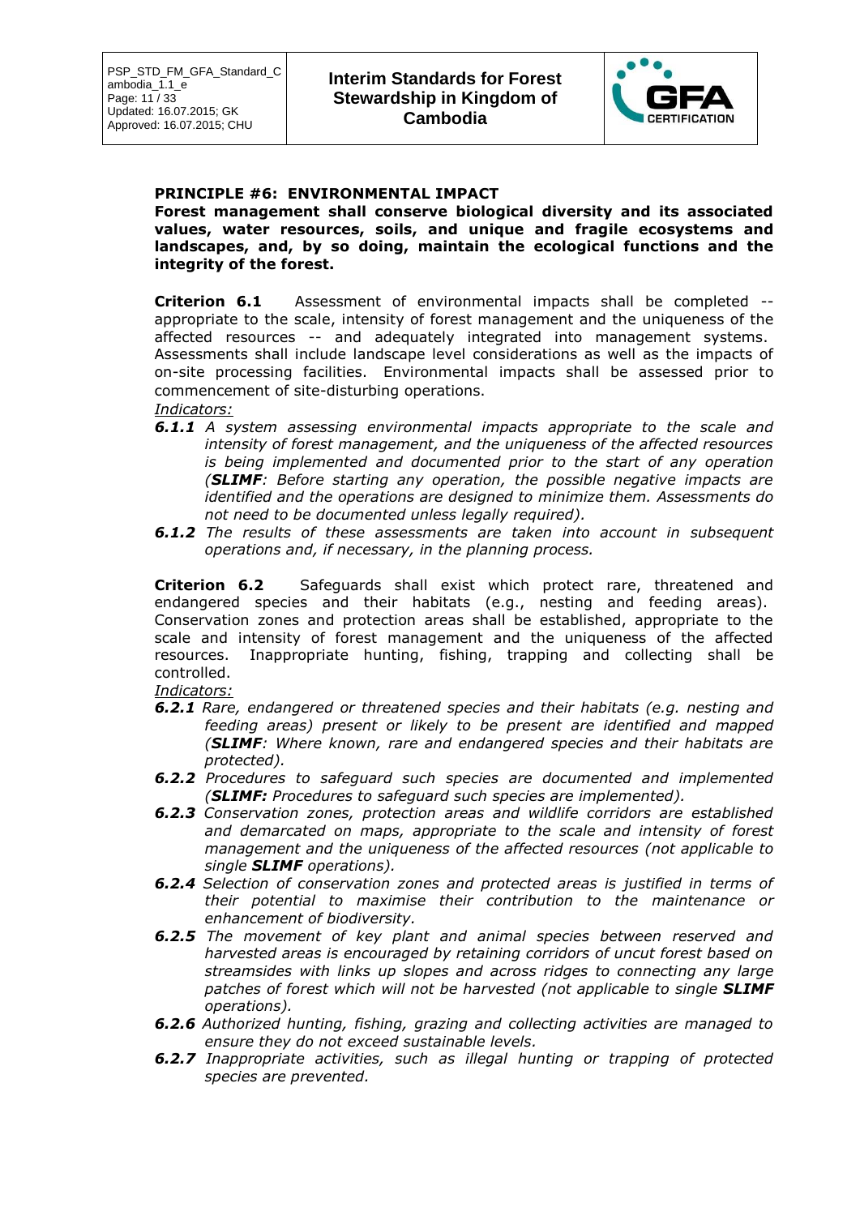**PRINCIPLE #6: ENVIRONMENTAL IMPACT**

**Forest management shall conserve biological diversity and its associated values, water resources, soils, and unique and fragile ecosystems and landscapes, and, by so doing, maintain the ecological functions and the integrity of the forest.**

**Criterion 6.1** Assessment of environmental impacts shall be completed -- appropriate to the scale, intensity of forest management and the uniqueness of the affected resources -- and adequately integrated into management systems. Assessments shall include landscape level considerations as well as the impacts of on-site processing facilities. Environmental impacts shall be assessed prior to commencement of site-disturbing operations.

*Indicators:*

- ***6.1.1*** *A system assessing environmental impacts appropriate to the scale and intensity of forest management, and the uniqueness of the affected resources is being implemented and documented prior to the start of any operation (**SLIMF**: Before starting any operation, the possible negative impacts are identified and the operations are designed to minimize them. Assessments do not need to be documented unless legally required).*
- ***6.1.2*** *The results of these assessments are taken into account in subsequent operations and, if necessary, in the planning process.*

**Criterion 6.2** Safeguards shall exist which protect rare, threatened and endangered species and their habitats (e.g., nesting and feeding areas). Conservation zones and protection areas shall be established, appropriate to the scale and intensity of forest management and the uniqueness of the affected resources. Inappropriate hunting, fishing, trapping and collecting shall be controlled.

*Indicators:*

- ***6.2.1*** *Rare, endangered or threatened species and their habitats (e.g. nesting and feeding areas) present or likely to be present are identified and mapped (**SLIMF**: Where known, rare and endangered species and their habitats are protected).*
- ***6.2.2*** *Procedures to safeguard such species are documented and implemented (**SLIMF:** Procedures to safeguard such species are implemented).*
- ***6.2.3*** *Conservation zones, protection areas and wildlife corridors are established and demarcated on maps, appropriate to the scale and intensity of forest management and the uniqueness of the affected resources (not applicable to single **SLIMF** operations).*
- ***6.2.4*** *Selection of conservation zones and protected areas is justified in terms of their potential to maximise their contribution to the maintenance or enhancement of biodiversity.*
- ***6.2.5*** *The movement of key plant and animal species between reserved and harvested areas is encouraged by retaining corridors of uncut forest based on streamsides with links up slopes and across ridges to connecting any large patches of forest which will not be harvested (not applicable to single **SLIMF** operations).*
- ***6.2.6*** *Authorized hunting, fishing, grazing and collecting activities are managed to ensure they do not exceed sustainable levels.*
- ***6.2.7*** *Inappropriate activities, such as illegal hunting or trapping of protected species are prevented.*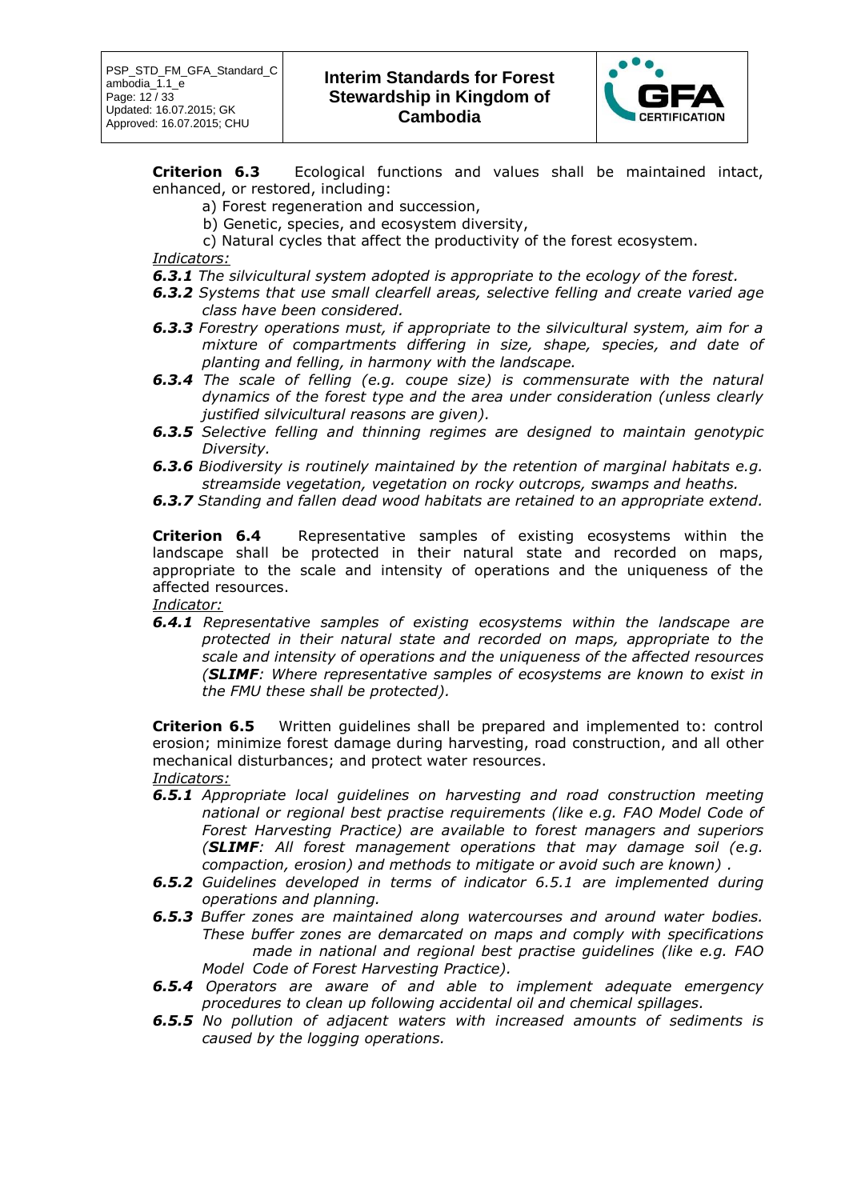**Criterion 6.3** Ecological functions and values shall be maintained intact, enhanced, or restored, including:

a) Forest regeneration and succession,

b) Genetic, species, and ecosystem diversity,

c) Natural cycles that affect the productivity of the forest ecosystem.

<u>*Indicators:*</u>

***6.3.1*** *The silvicultural system adopted is appropriate to the ecology of the forest.*

***6.3.2*** *Systems that use small clearfell areas, selective felling and create varied age class have been considered.*

***6.3.3*** *Forestry operations must, if appropriate to the silvicultural system, aim for a mixture of compartments differing in size, shape, species, and date of planting and felling, in harmony with the landscape.*

***6.3.4*** *The scale of felling (e.g. coupe size) is commensurate with the natural dynamics of the forest type and the area under consideration (unless clearly justified silvicultural reasons are given).*

***6.3.5*** *Selective felling and thinning regimes are designed to maintain genotypic Diversity.*

***6.3.6*** *Biodiversity is routinely maintained by the retention of marginal habitats e.g. streamside vegetation, vegetation on rocky outcrops, swamps and heaths.*

***6.3.7*** *Standing and fallen dead wood habitats are retained to an appropriate extend.*

**Criterion 6.4** Representative samples of existing ecosystems within the landscape shall be protected in their natural state and recorded on maps, appropriate to the scale and intensity of operations and the uniqueness of the affected resources.

<u>*Indicator:*</u>

***6.4.1*** *Representative samples of existing ecosystems within the landscape are protected in their natural state and recorded on maps, appropriate to the scale and intensity of operations and the uniqueness of the affected resources (**SLIMF**: Where representative samples of ecosystems are known to exist in the FMU these shall be protected).*

**Criterion 6.5** Written guidelines shall be prepared and implemented to: control erosion; minimize forest damage during harvesting, road construction, and all other mechanical disturbances; and protect water resources.

<u>*Indicators:*</u>

***6.5.1*** *Appropriate local guidelines on harvesting and road construction meeting national or regional best practise requirements (like e.g. FAO Model Code of Forest Harvesting Practice) are available to forest managers and superiors (**SLIMF**: All forest management operations that may damage soil (e.g. compaction, erosion) and methods to mitigate or avoid such are known) .*

***6.5.2*** *Guidelines developed in terms of indicator 6.5.1 are implemented during operations and planning.*

***6.5.3*** *Buffer zones are maintained along watercourses and around water bodies. These buffer zones are demarcated on maps and comply with specifications made in national and regional best practise guidelines (like e.g. FAO Model Code of Forest Harvesting Practice).*

***6.5.4*** *Operators are aware of and able to implement adequate emergency procedures to clean up following accidental oil and chemical spillages.*

***6.5.5*** *No pollution of adjacent waters with increased amounts of sediments is caused by the logging operations.*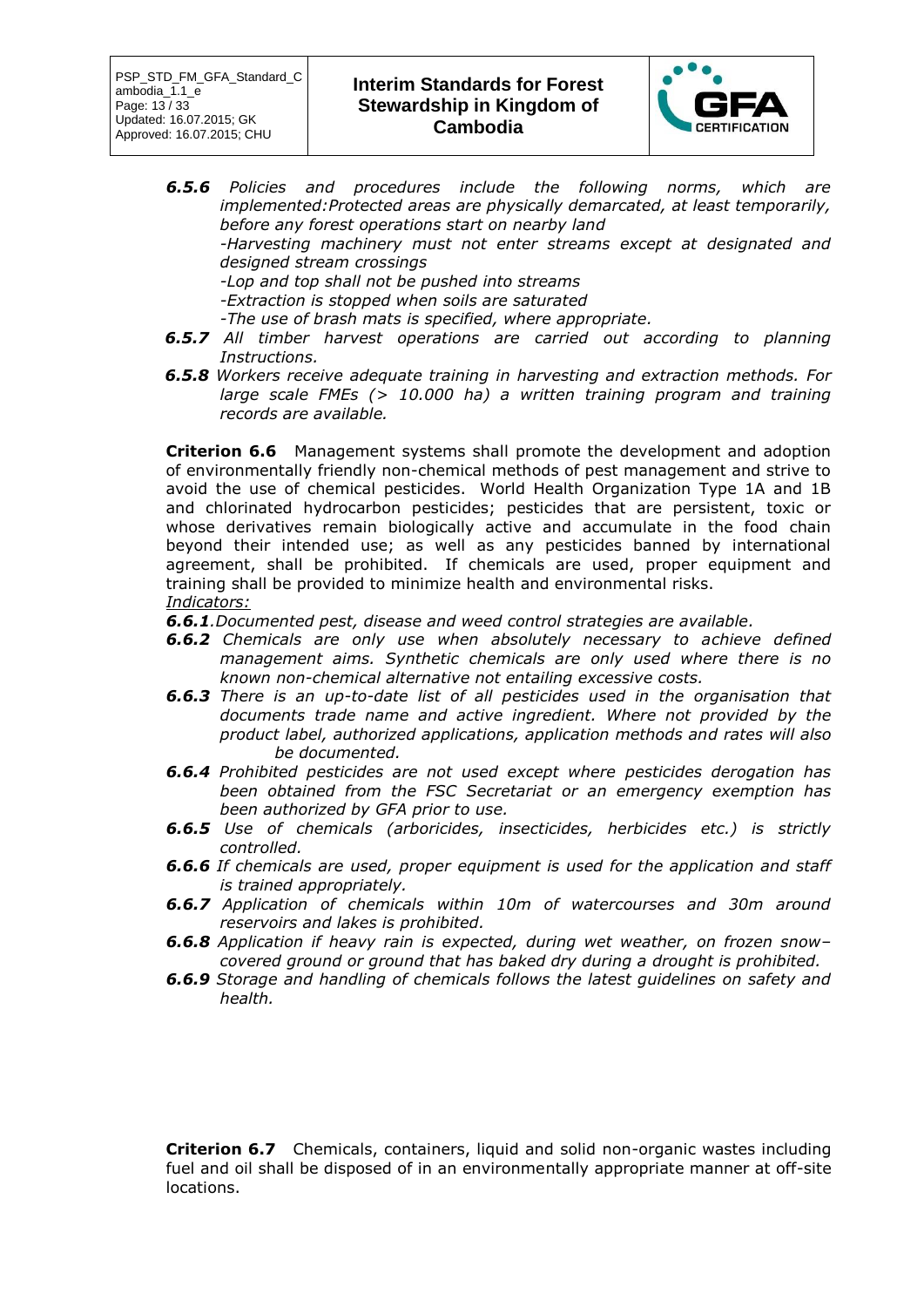***6.5.6*** *Policies and procedures include the following norms, which are implemented:Protected areas are physically demarcated, at least temporarily, before any forest operations start on nearby land*

*-Harvesting machinery must not enter streams except at designated and designed stream crossings*

*-Lop and top shall not be pushed into streams*

*-Extraction is stopped when soils are saturated*

*-The use of brash mats is specified, where appropriate.*

***6.5.7*** *All timber harvest operations are carried out according to planning Instructions.*

***6.5.8*** *Workers receive adequate training in harvesting and extraction methods. For large scale FMEs (> 10.000 ha) a written training program and training records are available.*

**Criterion 6.6** Management systems shall promote the development and adoption of environmentally friendly non-chemical methods of pest management and strive to avoid the use of chemical pesticides. World Health Organization Type 1A and 1B and chlorinated hydrocarbon pesticides; pesticides that are persistent, toxic or whose derivatives remain biologically active and accumulate in the food chain beyond their intended use; as well as any pesticides banned by international agreement, shall be prohibited. If chemicals are used, proper equipment and training shall be provided to minimize health and environmental risks.

*Indicators:*

***6.6.1***.*Documented pest, disease and weed control strategies are available.*

***6.6.2*** *Chemicals are only use when absolutely necessary to achieve defined management aims. Synthetic chemicals are only used where there is no known non-chemical alternative not entailing excessive costs.*

***6.6.3*** *There is an up-to-date list of all pesticides used in the organisation that documents trade name and active ingredient. Where not provided by the product label, authorized applications, application methods and rates will also be documented.*

***6.6.4*** *Prohibited pesticides are not used except where pesticides derogation has been obtained from the FSC Secretariat or an emergency exemption has been authorized by GFA prior to use.*

***6.6.5*** *Use of chemicals (arboricides, insecticides, herbicides etc.) is strictly controlled.*

***6.6.6*** *If chemicals are used, proper equipment is used for the application and staff is trained appropriately.*

***6.6.7*** *Application of chemicals within 10m of watercourses and 30m around reservoirs and lakes is prohibited.*

***6.6.8*** *Application if heavy rain is expected, during wet weather, on frozen snow–covered ground or ground that has baked dry during a drought is prohibited.*

***6.6.9*** *Storage and handling of chemicals follows the latest guidelines on safety and health.*

**Criterion 6.7** Chemicals, containers, liquid and solid non-organic wastes including fuel and oil shall be disposed of in an environmentally appropriate manner at off-site locations.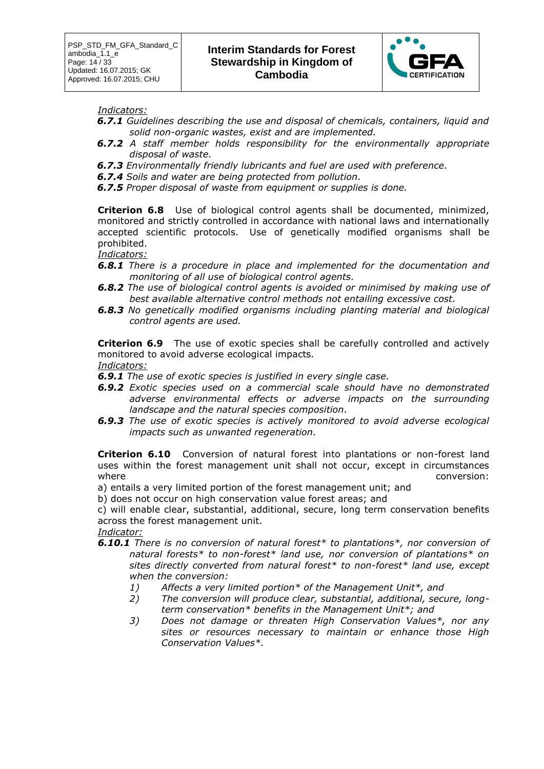*Indicators:*

- ***6.7.1*** *Guidelines describing the use and disposal of chemicals, containers, liquid and solid non-organic wastes, exist and are implemented.*
- ***6.7.2*** *A staff member holds responsibility for the environmentally appropriate disposal of waste.*
- ***6.7.3*** *Environmentally friendly lubricants and fuel are used with preference.*
- ***6.7.4*** *Soils and water are being protected from pollution.*
- ***6.7.5*** *Proper disposal of waste from equipment or supplies is done.*

**Criterion 6.8** Use of biological control agents shall be documented, minimized, monitored and strictly controlled in accordance with national laws and internationally accepted scientific protocols. Use of genetically modified organisms shall be prohibited.

*Indicators:*

- ***6.8.1*** *There is a procedure in place and implemented for the documentation and monitoring of all use of biological control agents.*
- ***6.8.2*** *The use of biological control agents is avoided or minimised by making use of best available alternative control methods not entailing excessive cost.*
- ***6.8.3*** *No genetically modified organisms including planting material and biological control agents are used.*

**Criterion 6.9** The use of exotic species shall be carefully controlled and actively monitored to avoid adverse ecological impacts.

*Indicators:*

- ***6.9.1*** *The use of exotic species is justified in every single case.*
- ***6.9.2*** *Exotic species used on a commercial scale should have no demonstrated adverse environmental effects or adverse impacts on the surrounding landscape and the natural species composition.*
- ***6.9.3*** *The use of exotic species is actively monitored to avoid adverse ecological impacts such as unwanted regeneration.*

**Criterion 6.10** Conversion of natural forest into plantations or non-forest land uses within the forest management unit shall not occur, except in circumstances where conversion:

a) entails a very limited portion of the forest management unit; and

b) does not occur on high conservation value forest areas; and

c) will enable clear, substantial, additional, secure, long term conservation benefits across the forest management unit.

*Indicator:*

***6.10.1*** *There is no conversion of natural forest* to plantations*, nor conversion of natural forests* to non-forest* land use, nor conversion of plantations* on sites directly converted from natural forest* to non-forest* land use, except when the conversion:*

1) *Affects a very limited portion* of the Management Unit*, and*
2) *The conversion will produce clear, substantial, additional, secure, long-term conservation* benefits in the Management Unit*; and*
3) *Does not damage or threaten High Conservation Values*, nor any sites or resources necessary to maintain or enhance those High Conservation Values*.*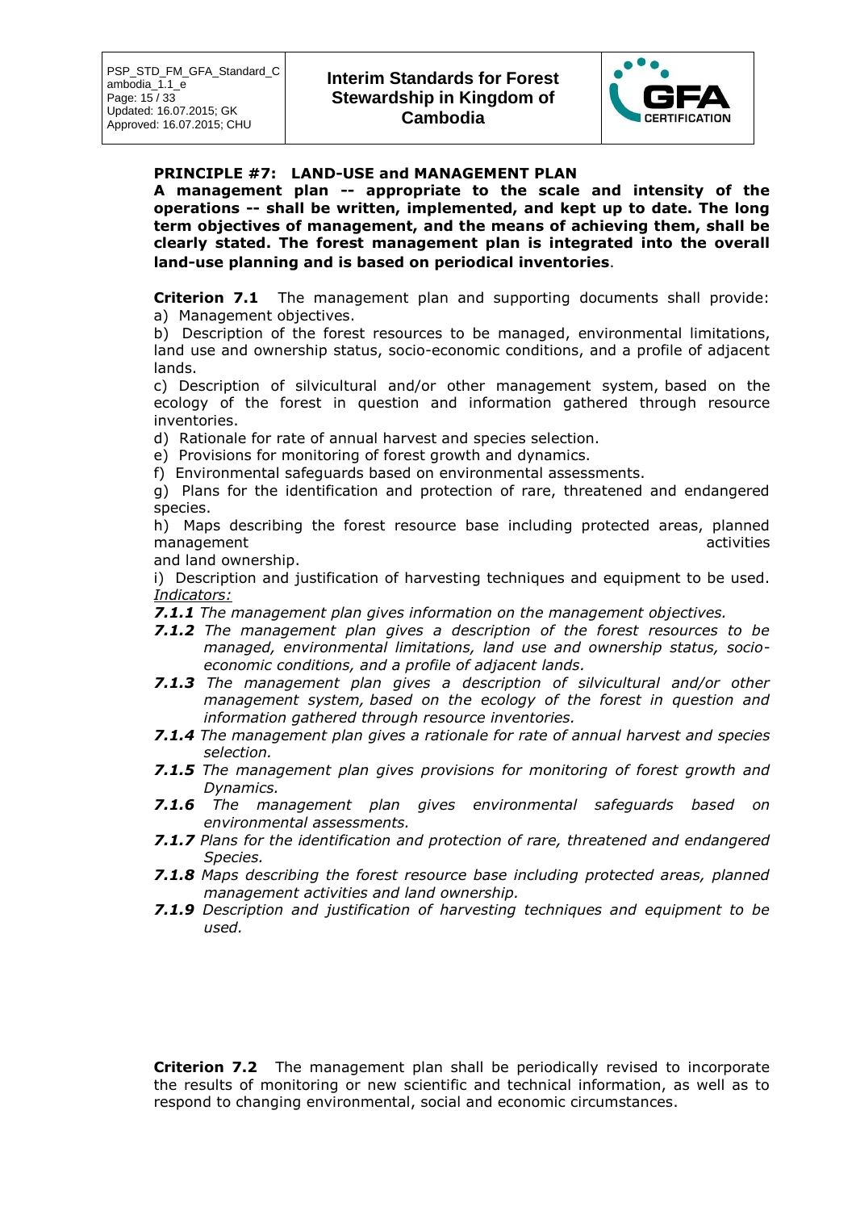**PRINCIPLE #7: LAND-USE and MANAGEMENT PLAN**

**A management plan -- appropriate to the scale and intensity of the operations -- shall be written, implemented, and kept up to date. The long term objectives of management, and the means of achieving them, shall be clearly stated. The forest management plan is integrated into the overall land-use planning and is based on periodical inventories**.

**Criterion 7.1** The management plan and supporting documents shall provide:

a) Management objectives.

b) Description of the forest resources to be managed, environmental limitations, land use and ownership status, socio-economic conditions, and a profile of adjacent lands.

c) Description of silvicultural and/or other management system, based on the ecology of the forest in question and information gathered through resource inventories.

d) Rationale for rate of annual harvest and species selection.

e) Provisions for monitoring of forest growth and dynamics.

f) Environmental safeguards based on environmental assessments.

g) Plans for the identification and protection of rare, threatened and endangered species.

h) Maps describing the forest resource base including protected areas, planned management activities and land ownership.

i) Description and justification of harvesting techniques and equipment to be used.

*Indicators:*

- ***7.1.1*** *The management plan gives information on the management objectives.*
- ***7.1.2*** *The management plan gives a description of the forest resources to be managed, environmental limitations, land use and ownership status, socio-economic conditions, and a profile of adjacent lands.*
- ***7.1.3*** *The management plan gives a description of silvicultural and/or other management system, based on the ecology of the forest in question and information gathered through resource inventories.*
- ***7.1.4*** *The management plan gives a rationale for rate of annual harvest and species selection.*
- ***7.1.5*** *The management plan gives provisions for monitoring of forest growth and Dynamics.*
- ***7.1.6*** *The management plan gives environmental safeguards based on environmental assessments.*
- ***7.1.7*** *Plans for the identification and protection of rare, threatened and endangered Species.*
- ***7.1.8*** *Maps describing the forest resource base including protected areas, planned management activities and land ownership.*
- ***7.1.9*** *Description and justification of harvesting techniques and equipment to be used.*

**Criterion 7.2** The management plan shall be periodically revised to incorporate the results of monitoring or new scientific and technical information, as well as to respond to changing environmental, social and economic circumstances.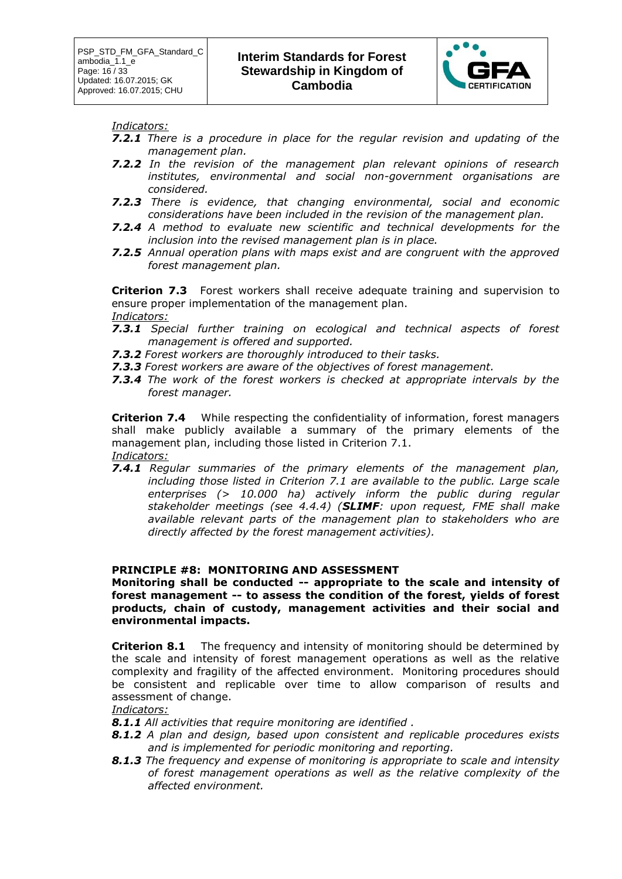*Indicators:*

***7.2.1*** *There is a procedure in place for the regular revision and updating of the management plan.*

***7.2.2*** *In the revision of the management plan relevant opinions of research institutes, environmental and social non-government organisations are considered.*

***7.2.3*** *There is evidence, that changing environmental, social and economic considerations have been included in the revision of the management plan.*

***7.2.4*** *A method to evaluate new scientific and technical developments for the inclusion into the revised management plan is in place.*

***7.2.5*** *Annual operation plans with maps exist and are congruent with the approved forest management plan.*

**Criterion 7.3** Forest workers shall receive adequate training and supervision to ensure proper implementation of the management plan.

*Indicators:*

***7.3.1*** *Special further training on ecological and technical aspects of forest management is offered and supported.*

***7.3.2*** *Forest workers are thoroughly introduced to their tasks.*

***7.3.3*** *Forest workers are aware of the objectives of forest management.*

***7.3.4*** *The work of the forest workers is checked at appropriate intervals by the forest manager.*

**Criterion 7.4** While respecting the confidentiality of information, forest managers shall make publicly available a summary of the primary elements of the management plan, including those listed in Criterion 7.1.

*Indicators:*

***7.4.1*** *Regular summaries of the primary elements of the management plan, including those listed in Criterion 7.1 are available to the public. Large scale enterprises (> 10.000 ha) actively inform the public during regular stakeholder meetings (see 4.4.4) (**SLIMF**: upon request, FME shall make available relevant parts of the management plan to stakeholders who are directly affected by the forest management activities).*

## PRINCIPLE #8: MONITORING AND ASSESSMENT

**Monitoring shall be conducted -- appropriate to the scale and intensity of forest management -- to assess the condition of the forest, yields of forest products, chain of custody, management activities and their social and environmental impacts.**

**Criterion 8.1** The frequency and intensity of monitoring should be determined by the scale and intensity of forest management operations as well as the relative complexity and fragility of the affected environment. Monitoring procedures should be consistent and replicable over time to allow comparison of results and assessment of change.

*Indicators:*

***8.1.1*** *All activities that require monitoring are identified .*

***8.1.2*** *A plan and design, based upon consistent and replicable procedures exists and is implemented for periodic monitoring and reporting.*

***8.1.3*** *The frequency and expense of monitoring is appropriate to scale and intensity of forest management operations as well as the relative complexity of the affected environment.*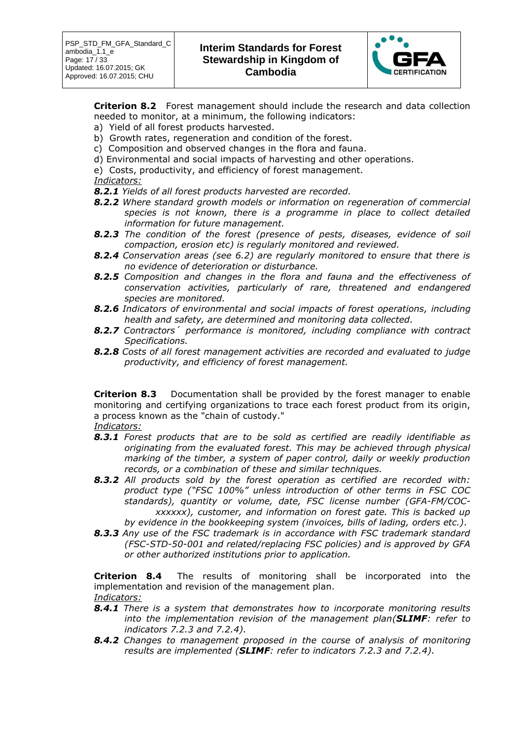**Criterion 8.2** Forest management should include the research and data collection needed to monitor, at a minimum, the following indicators:

a) Yield of all forest products harvested.
b) Growth rates, regeneration and condition of the forest.
c) Composition and observed changes in the flora and fauna.
d) Environmental and social impacts of harvesting and other operations.
e) Costs, productivity, and efficiency of forest management.

*Indicators:*

***8.2.1*** *Yields of all forest products harvested are recorded.*

***8.2.2*** *Where standard growth models or information on regeneration of commercial species is not known, there is a programme in place to collect detailed information for future management.*

***8.2.3*** *The condition of the forest (presence of pests, diseases, evidence of soil compaction, erosion etc) is regularly monitored and reviewed.*

***8.2.4*** *Conservation areas (see 6.2) are regularly monitored to ensure that there is no evidence of deterioration or disturbance.*

***8.2.5*** *Composition and changes in the flora and fauna and the effectiveness of conservation activities, particularly of rare, threatened and endangered species are monitored.*

***8.2.6*** *Indicators of environmental and social impacts of forest operations, including health and safety, are determined and monitoring data collected.*

***8.2.7*** *Contractors´ performance is monitored, including compliance with contract Specifications.*

***8.2.8*** *Costs of all forest management activities are recorded and evaluated to judge productivity, and efficiency of forest management.*

**Criterion 8.3** Documentation shall be provided by the forest manager to enable monitoring and certifying organizations to trace each forest product from its origin, a process known as the "chain of custody."

*Indicators:*

***8.3.1*** *Forest products that are to be sold as certified are readily identifiable as originating from the evaluated forest. This may be achieved through physical marking of the timber, a system of paper control, daily or weekly production records, or a combination of these and similar techniques.*

***8.3.2*** *All products sold by the forest operation as certified are recorded with: product type ("FSC 100%" unless introduction of other terms in FSC COC standards), quantity or volume, date, FSC license number (GFA-FM/COC-xxxxxx), customer, and information on forest gate. This is backed up by evidence in the bookkeeping system (invoices, bills of lading, orders etc.).*

***8.3.3*** *Any use of the FSC trademark is in accordance with FSC trademark standard (FSC-STD-50-001 and related/replacing FSC policies) and is approved by GFA or other authorized institutions prior to application.*

**Criterion 8.4** The results of monitoring shall be incorporated into the implementation and revision of the management plan.

*Indicators:*

***8.4.1*** *There is a system that demonstrates how to incorporate monitoring results into the implementation revision of the management plan(**SLIMF**: refer to indicators 7.2.3 and 7.2.4).*

***8.4.2*** *Changes to management proposed in the course of analysis of monitoring results are implemented (**SLIMF**: refer to indicators 7.2.3 and 7.2.4).*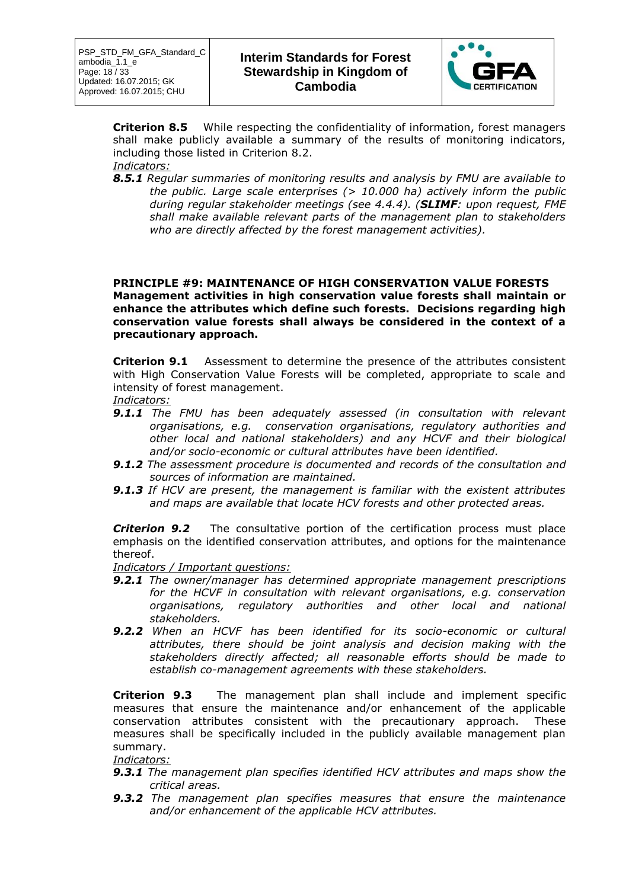**Criterion 8.5** While respecting the confidentiality of information, forest managers shall make publicly available a summary of the results of monitoring indicators, including those listed in Criterion 8.2.

*Indicators:*

***8.5.1*** *Regular summaries of monitoring results and analysis by FMU are available to the public. Large scale enterprises (> 10.000 ha) actively inform the public during regular stakeholder meetings (see 4.4.4). (**SLIMF**: upon request, FME shall make available relevant parts of the management plan to stakeholders who are directly affected by the forest management activities).*

**PRINCIPLE #9: MAINTENANCE OF HIGH CONSERVATION VALUE FORESTS**
**Management activities in high conservation value forests shall maintain or enhance the attributes which define such forests. Decisions regarding high conservation value forests shall always be considered in the context of a precautionary approach.**

**Criterion 9.1** Assessment to determine the presence of the attributes consistent with High Conservation Value Forests will be completed, appropriate to scale and intensity of forest management.

*Indicators:*

***9.1.1*** *The FMU has been adequately assessed (in consultation with relevant organisations, e.g. conservation organisations, regulatory authorities and other local and national stakeholders) and any HCVF and their biological and/or socio-economic or cultural attributes have been identified.*

***9.1.2*** *The assessment procedure is documented and records of the consultation and sources of information are maintained.*

***9.1.3*** *If HCV are present, the management is familiar with the existent attributes and maps are available that locate HCV forests and other protected areas.*

***Criterion 9.2*** The consultative portion of the certification process must place emphasis on the identified conservation attributes, and options for the maintenance thereof.

*Indicators / Important questions:*

***9.2.1*** *The owner/manager has determined appropriate management prescriptions for the HCVF in consultation with relevant organisations, e.g. conservation organisations, regulatory authorities and other local and national stakeholders.*

***9.2.2*** *When an HCVF has been identified for its socio-economic or cultural attributes, there should be joint analysis and decision making with the stakeholders directly affected; all reasonable efforts should be made to establish co-management agreements with these stakeholders.*

**Criterion 9.3** The management plan shall include and implement specific measures that ensure the maintenance and/or enhancement of the applicable conservation attributes consistent with the precautionary approach. These measures shall be specifically included in the publicly available management plan summary.

*Indicators:*

***9.3.1*** *The management plan specifies identified HCV attributes and maps show the critical areas.*

***9.3.2*** *The management plan specifies measures that ensure the maintenance and/or enhancement of the applicable HCV attributes.*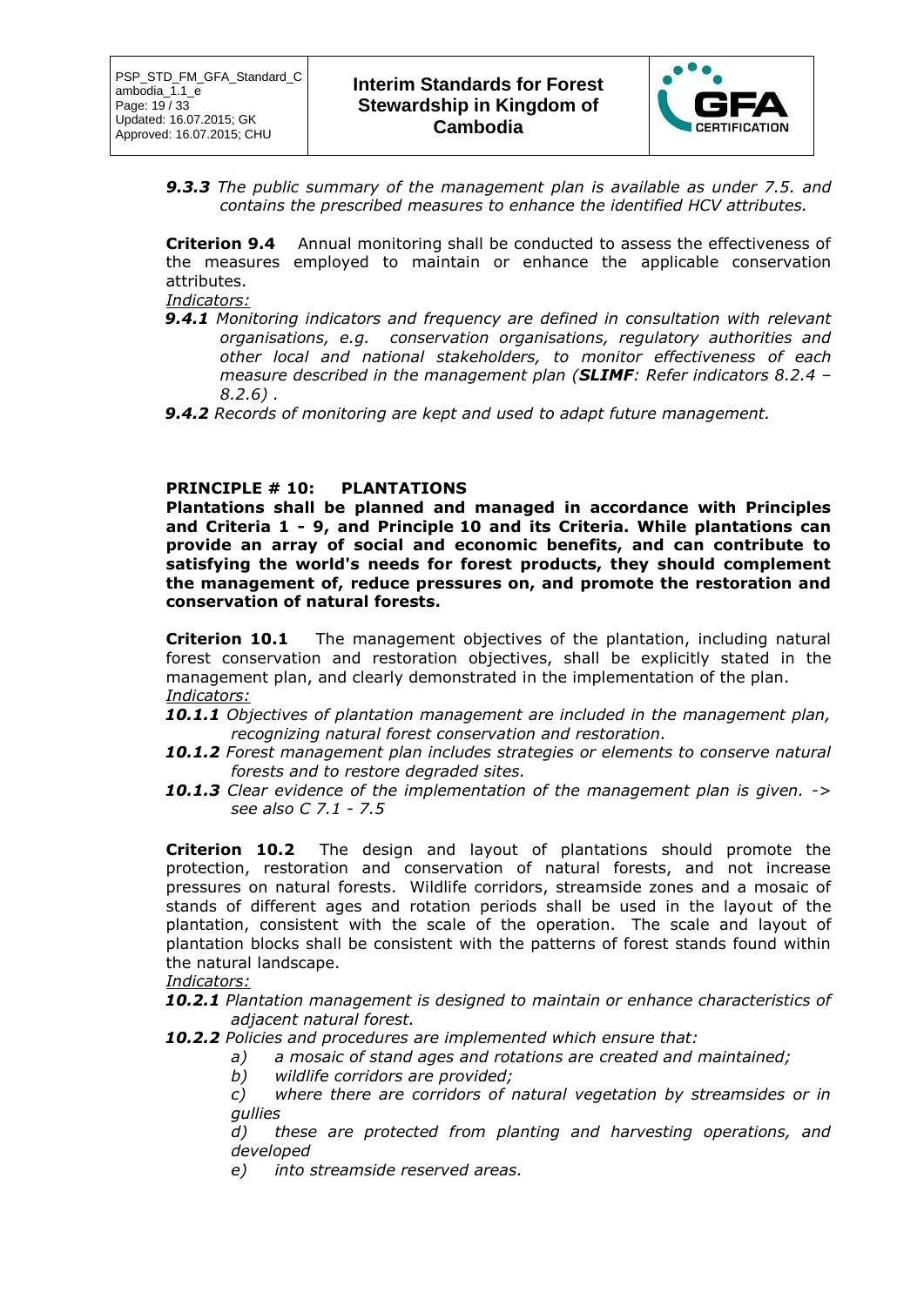***9.3.3*** *The public summary of the management plan is available as under 7.5. and contains the prescribed measures to enhance the identified HCV attributes.*

**Criterion 9.4** Annual monitoring shall be conducted to assess the effectiveness of the measures employed to maintain or enhance the applicable conservation attributes.

*Indicators:*

***9.4.1*** *Monitoring indicators and frequency are defined in consultation with relevant organisations, e.g. conservation organisations, regulatory authorities and other local and national stakeholders, to monitor effectiveness of each measure described in the management plan (**SLIMF**: Refer indicators 8.2.4 – 8.2.6) .*

***9.4.2*** *Records of monitoring are kept and used to adapt future management.*

## PRINCIPLE # 10: PLANTATIONS

**Plantations shall be planned and managed in accordance with Principles and Criteria 1 - 9, and Principle 10 and its Criteria. While plantations can provide an array of social and economic benefits, and can contribute to satisfying the world's needs for forest products, they should complement the management of, reduce pressures on, and promote the restoration and conservation of natural forests.**

**Criterion 10.1** The management objectives of the plantation, including natural forest conservation and restoration objectives, shall be explicitly stated in the management plan, and clearly demonstrated in the implementation of the plan.

*Indicators:*

***10.1.1*** *Objectives of plantation management are included in the management plan, recognizing natural forest conservation and restoration.*

***10.1.2*** *Forest management plan includes strategies or elements to conserve natural forests and to restore degraded sites.*

***10.1.3*** *Clear evidence of the implementation of the management plan is given. -> see also C 7.1 - 7.5*

**Criterion 10.2** The design and layout of plantations should promote the protection, restoration and conservation of natural forests, and not increase pressures on natural forests. Wildlife corridors, streamside zones and a mosaic of stands of different ages and rotation periods shall be used in the layout of the plantation, consistent with the scale of the operation. The scale and layout of plantation blocks shall be consistent with the patterns of forest stands found within the natural landscape.

*Indicators:*

***10.2.1*** *Plantation management is designed to maintain or enhance characteristics of adjacent natural forest.*

***10.2.2*** *Policies and procedures are implemented which ensure that:*

*a) a mosaic of stand ages and rotations are created and maintained;*

*b) wildlife corridors are provided;*

*c) where there are corridors of natural vegetation by streamsides or in gullies*

*d) these are protected from planting and harvesting operations, and developed*

*e) into streamside reserved areas.*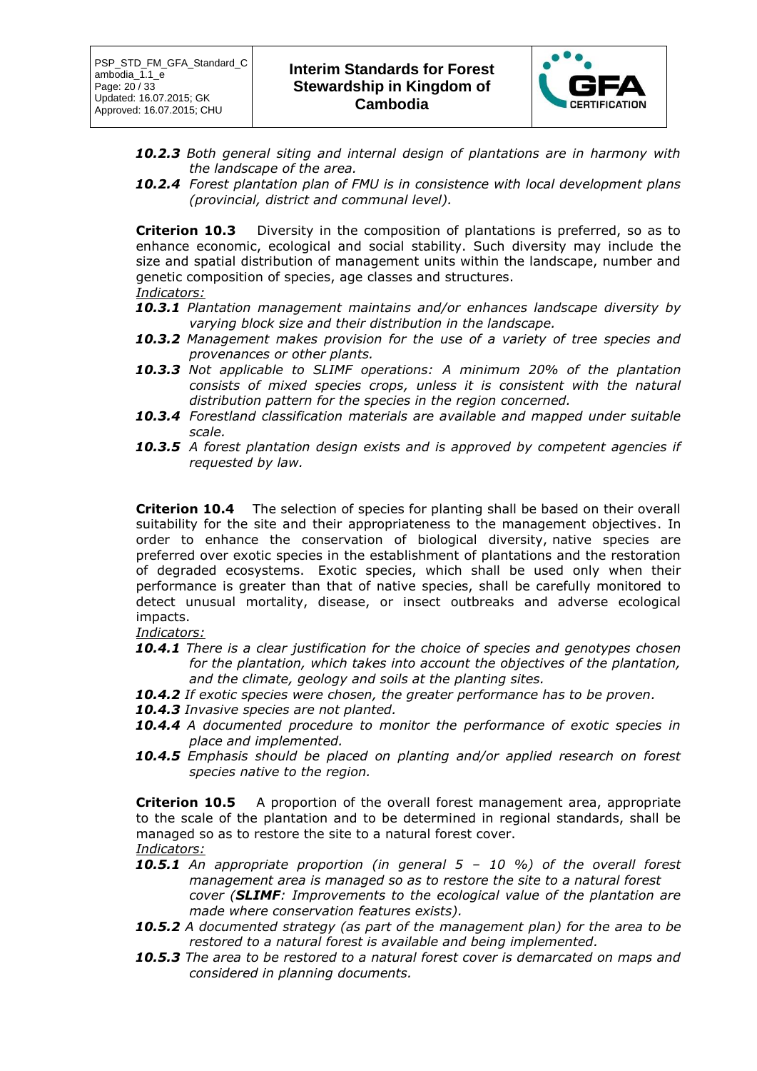***10.2.3*** *Both general siting and internal design of plantations are in harmony with the landscape of the area.*

***10.2.4*** *Forest plantation plan of FMU is in consistence with local development plans (provincial, district and communal level).*

**Criterion 10.3** Diversity in the composition of plantations is preferred, so as to enhance economic, ecological and social stability. Such diversity may include the size and spatial distribution of management units within the landscape, number and genetic composition of species, age classes and structures.

*Indicators:*

***10.3.1*** *Plantation management maintains and/or enhances landscape diversity by varying block size and their distribution in the landscape.*

***10.3.2*** *Management makes provision for the use of a variety of tree species and provenances or other plants.*

***10.3.3*** *Not applicable to SLIMF operations: A minimum 20% of the plantation consists of mixed species crops, unless it is consistent with the natural distribution pattern for the species in the region concerned.*

***10.3.4*** *Forestland classification materials are available and mapped under suitable scale.*

***10.3.5*** *A forest plantation design exists and is approved by competent agencies if requested by law.*

**Criterion 10.4** The selection of species for planting shall be based on their overall suitability for the site and their appropriateness to the management objectives. In order to enhance the conservation of biological diversity, native species are preferred over exotic species in the establishment of plantations and the restoration of degraded ecosystems. Exotic species, which shall be used only when their performance is greater than that of native species, shall be carefully monitored to detect unusual mortality, disease, or insect outbreaks and adverse ecological impacts.

*Indicators:*

***10.4.1*** *There is a clear justification for the choice of species and genotypes chosen for the plantation, which takes into account the objectives of the plantation, and the climate, geology and soils at the planting sites.*

***10.4.2*** *If exotic species were chosen, the greater performance has to be proven.*

***10.4.3*** *Invasive species are not planted.*

***10.4.4*** *A documented procedure to monitor the performance of exotic species in place and implemented.*

***10.4.5*** *Emphasis should be placed on planting and/or applied research on forest species native to the region.*

**Criterion 10.5** A proportion of the overall forest management area, appropriate to the scale of the plantation and to be determined in regional standards, shall be managed so as to restore the site to a natural forest cover.

*Indicators:*

***10.5.1*** *An appropriate proportion (in general 5 – 10 %) of the overall forest management area is managed so as to restore the site to a natural forest cover (**SLIMF**: Improvements to the ecological value of the plantation are made where conservation features exists).*

***10.5.2*** *A documented strategy (as part of the management plan) for the area to be restored to a natural forest is available and being implemented.*

***10.5.3*** *The area to be restored to a natural forest cover is demarcated on maps and considered in planning documents.*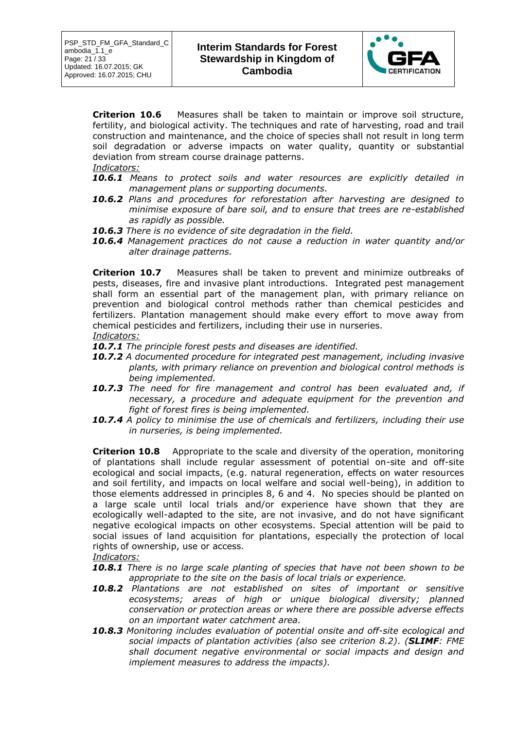**Criterion 10.6** Measures shall be taken to maintain or improve soil structure, fertility, and biological activity. The techniques and rate of harvesting, road and trail construction and maintenance, and the choice of species shall not result in long term soil degradation or adverse impacts on water quality, quantity or substantial deviation from stream course drainage patterns.

*Indicators:*

***10.6.1*** *Means to protect soils and water resources are explicitly detailed in management plans or supporting documents.*

***10.6.2*** *Plans and procedures for reforestation after harvesting are designed to minimise exposure of bare soil, and to ensure that trees are re-established as rapidly as possible.*

***10.6.3*** *There is no evidence of site degradation in the field.*

***10.6.4*** *Management practices do not cause a reduction in water quantity and/or alter drainage patterns.*

**Criterion 10.7** Measures shall be taken to prevent and minimize outbreaks of pests, diseases, fire and invasive plant introductions. Integrated pest management shall form an essential part of the management plan, with primary reliance on prevention and biological control methods rather than chemical pesticides and fertilizers. Plantation management should make every effort to move away from chemical pesticides and fertilizers, including their use in nurseries.

*Indicators:*

***10.7.1*** *The principle forest pests and diseases are identified.*

***10.7.2*** *A documented procedure for integrated pest management, including invasive plants, with primary reliance on prevention and biological control methods is being implemented.*

***10.7.3*** *The need for fire management and control has been evaluated and, if necessary, a procedure and adequate equipment for the prevention and fight of forest fires is being implemented.*

***10.7.4*** *A policy to minimise the use of chemicals and fertilizers, including their use in nurseries, is being implemented.*

**Criterion 10.8** Appropriate to the scale and diversity of the operation, monitoring of plantations shall include regular assessment of potential on-site and off-site ecological and social impacts, (e.g. natural regeneration, effects on water resources and soil fertility, and impacts on local welfare and social well-being), in addition to those elements addressed in principles 8, 6 and 4. No species should be planted on a large scale until local trials and/or experience have shown that they are ecologically well-adapted to the site, are not invasive, and do not have significant negative ecological impacts on other ecosystems. Special attention will be paid to social issues of land acquisition for plantations, especially the protection of local rights of ownership, use or access.

*Indicators:*

***10.8.1*** *There is no large scale planting of species that have not been shown to be appropriate to the site on the basis of local trials or experience.*

***10.8.2*** *Plantations are not established on sites of important or sensitive ecosystems; areas of high or unique biological diversity; planned conservation or protection areas or where there are possible adverse effects on an important water catchment area.*

***10.8.3*** *Monitoring includes evaluation of potential onsite and off-site ecological and social impacts of plantation activities (also see criterion 8.2). (**SLIMF**: FME shall document negative environmental or social impacts and design and implement measures to address the impacts).*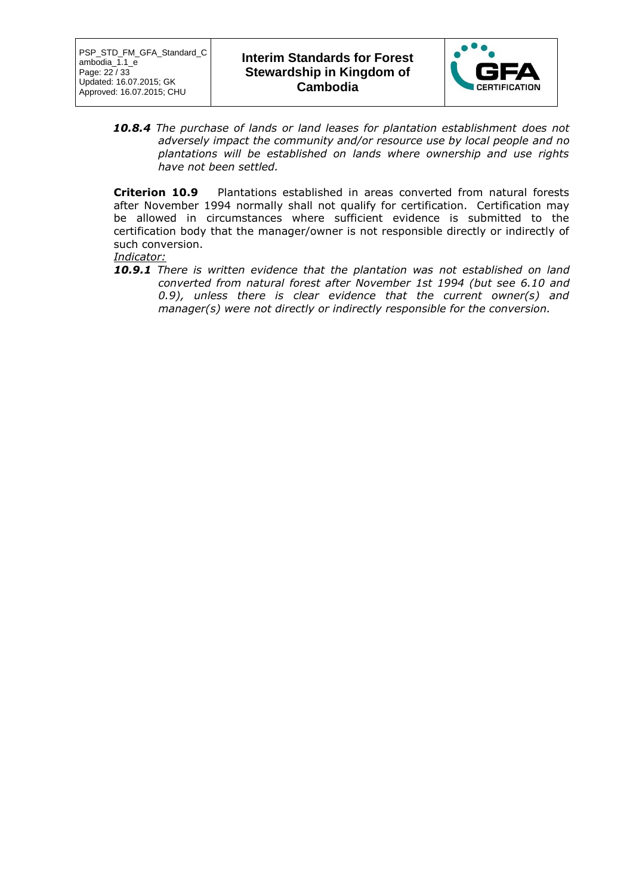***10.8.4*** *The purchase of lands or land leases for plantation establishment does not adversely impact the community and/or resource use by local people and no plantations will be established on lands where ownership and use rights have not been settled.*

**Criterion 10.9** Plantations established in areas converted from natural forests after November 1994 normally shall not qualify for certification. Certification may be allowed in circumstances where sufficient evidence is submitted to the certification body that the manager/owner is not responsible directly or indirectly of such conversion.

*Indicator:*

***10.9.1*** *There is written evidence that the plantation was not established on land converted from natural forest after November 1st 1994 (but see 6.10 and 0.9), unless there is clear evidence that the current owner(s) and manager(s) were not directly or indirectly responsible for the conversion.*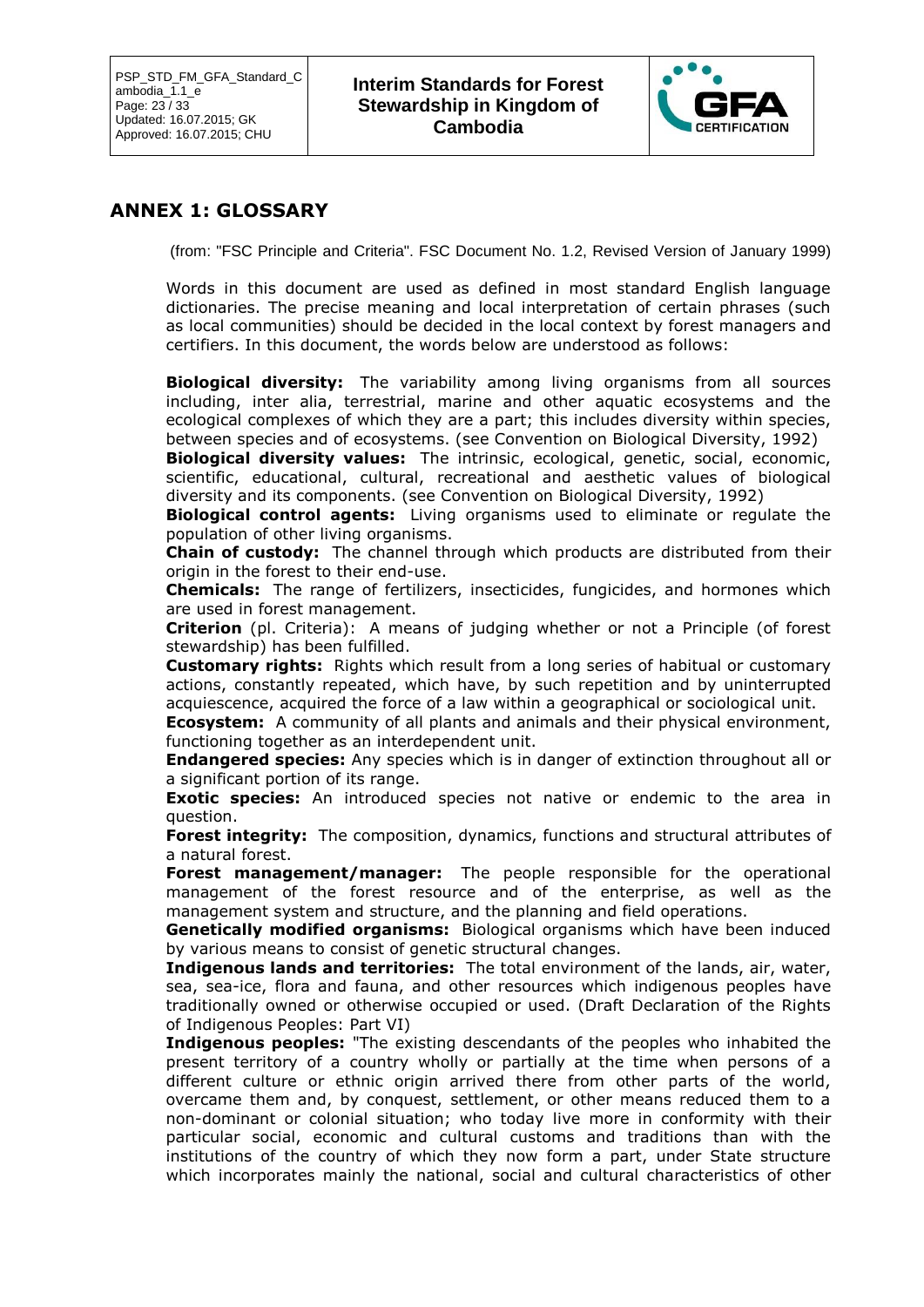## ANNEX 1: GLOSSARY

(from: "FSC Principle and Criteria". FSC Document No. 1.2, Revised Version of January 1999)

Words in this document are used as defined in most standard English language dictionaries. The precise meaning and local interpretation of certain phrases (such as local communities) should be decided in the local context by forest managers and certifiers. In this document, the words below are understood as follows:

**Biological diversity:** The variability among living organisms from all sources including, inter alia, terrestrial, marine and other aquatic ecosystems and the ecological complexes of which they are a part; this includes diversity within species, between species and of ecosystems. (see Convention on Biological Diversity, 1992)

**Biological diversity values:** The intrinsic, ecological, genetic, social, economic, scientific, educational, cultural, recreational and aesthetic values of biological diversity and its components. (see Convention on Biological Diversity, 1992)

**Biological control agents:** Living organisms used to eliminate or regulate the population of other living organisms.

**Chain of custody:** The channel through which products are distributed from their origin in the forest to their end-use.

**Chemicals:** The range of fertilizers, insecticides, fungicides, and hormones which are used in forest management.

**Criterion** (pl. Criteria): A means of judging whether or not a Principle (of forest stewardship) has been fulfilled.

**Customary rights:** Rights which result from a long series of habitual or customary actions, constantly repeated, which have, by such repetition and by uninterrupted acquiescence, acquired the force of a law within a geographical or sociological unit.

**Ecosystem:** A community of all plants and animals and their physical environment, functioning together as an interdependent unit.

**Endangered species:** Any species which is in danger of extinction throughout all or a significant portion of its range.

**Exotic species:** An introduced species not native or endemic to the area in question.

**Forest integrity:** The composition, dynamics, functions and structural attributes of a natural forest.

**Forest management/manager:** The people responsible for the operational management of the forest resource and of the enterprise, as well as the management system and structure, and the planning and field operations.

**Genetically modified organisms:** Biological organisms which have been induced by various means to consist of genetic structural changes.

**Indigenous lands and territories:** The total environment of the lands, air, water, sea, sea-ice, flora and fauna, and other resources which indigenous peoples have traditionally owned or otherwise occupied or used. (Draft Declaration of the Rights of Indigenous Peoples: Part VI)

**Indigenous peoples:** "The existing descendants of the peoples who inhabited the present territory of a country wholly or partially at the time when persons of a different culture or ethnic origin arrived there from other parts of the world, overcame them and, by conquest, settlement, or other means reduced them to a non-dominant or colonial situation; who today live more in conformity with their particular social, economic and cultural customs and traditions than with the institutions of the country of which they now form a part, under State structure which incorporates mainly the national, social and cultural characteristics of other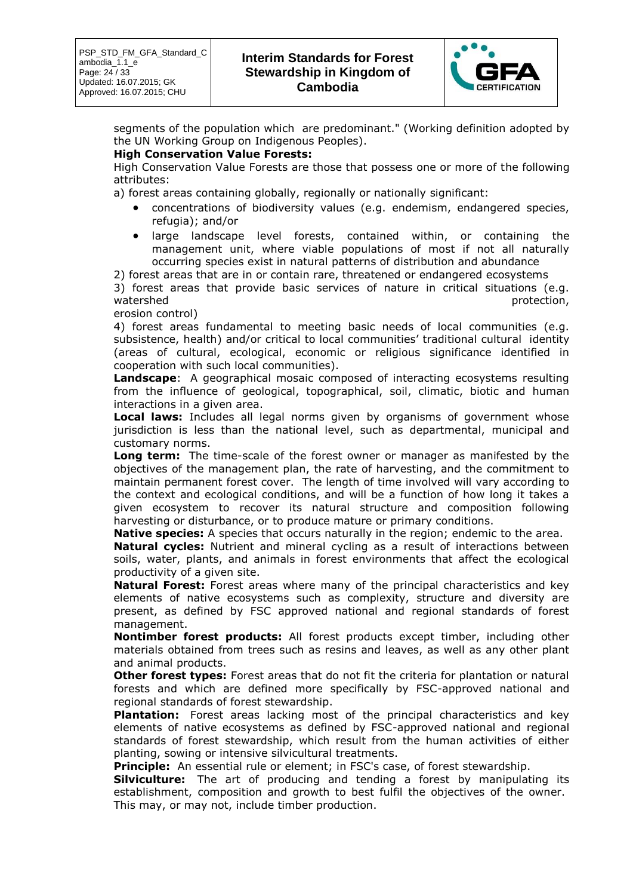segments of the population which are predominant." (Working definition adopted by the UN Working Group on Indigenous Peoples).

**High Conservation Value Forests:**

High Conservation Value Forests are those that possess one or more of the following attributes:

a) forest areas containing globally, regionally or nationally significant:

- concentrations of biodiversity values (e.g. endemism, endangered species, refugia); and/or
- large landscape level forests, contained within, or containing the management unit, where viable populations of most if not all naturally occurring species exist in natural patterns of distribution and abundance

2) forest areas that are in or contain rare, threatened or endangered ecosystems

3) forest areas that provide basic services of nature in critical situations (e.g. watershed protection, erosion control)

4) forest areas fundamental to meeting basic needs of local communities (e.g. subsistence, health) and/or critical to local communities' traditional cultural identity (areas of cultural, ecological, economic or religious significance identified in cooperation with such local communities).

**Landscape**: A geographical mosaic composed of interacting ecosystems resulting from the influence of geological, topographical, soil, climatic, biotic and human interactions in a given area.

**Local laws:** Includes all legal norms given by organisms of government whose jurisdiction is less than the national level, such as departmental, municipal and customary norms.

**Long term:** The time-scale of the forest owner or manager as manifested by the objectives of the management plan, the rate of harvesting, and the commitment to maintain permanent forest cover. The length of time involved will vary according to the context and ecological conditions, and will be a function of how long it takes a given ecosystem to recover its natural structure and composition following harvesting or disturbance, or to produce mature or primary conditions.

**Native species:** A species that occurs naturally in the region; endemic to the area.

**Natural cycles:** Nutrient and mineral cycling as a result of interactions between soils, water, plants, and animals in forest environments that affect the ecological productivity of a given site.

**Natural Forest:** Forest areas where many of the principal characteristics and key elements of native ecosystems such as complexity, structure and diversity are present, as defined by FSC approved national and regional standards of forest management.

**Nontimber forest products:** All forest products except timber, including other materials obtained from trees such as resins and leaves, as well as any other plant and animal products.

**Other forest types:** Forest areas that do not fit the criteria for plantation or natural forests and which are defined more specifically by FSC-approved national and regional standards of forest stewardship.

**Plantation:** Forest areas lacking most of the principal characteristics and key elements of native ecosystems as defined by FSC-approved national and regional standards of forest stewardship, which result from the human activities of either planting, sowing or intensive silvicultural treatments.

**Principle:** An essential rule or element; in FSC's case, of forest stewardship.

**Silviculture:** The art of producing and tending a forest by manipulating its establishment, composition and growth to best fulfil the objectives of the owner. This may, or may not, include timber production.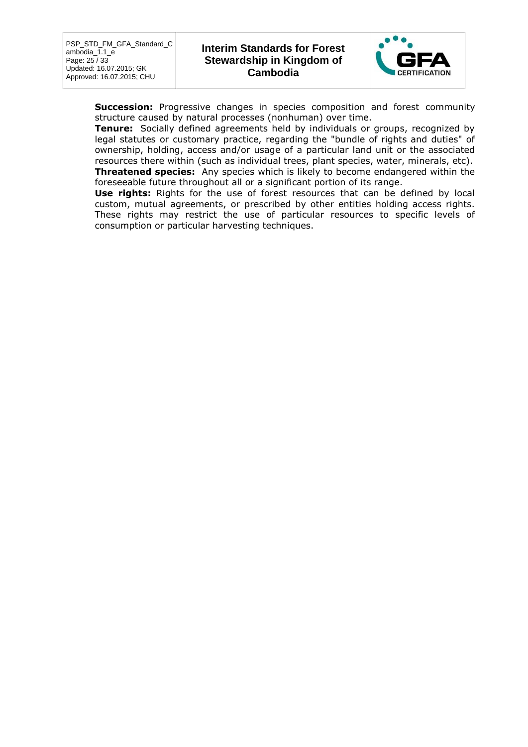**Succession:** Progressive changes in species composition and forest community structure caused by natural processes (nonhuman) over time.

**Tenure:** Socially defined agreements held by individuals or groups, recognized by legal statutes or customary practice, regarding the "bundle of rights and duties" of ownership, holding, access and/or usage of a particular land unit or the associated resources there within (such as individual trees, plant species, water, minerals, etc).

**Threatened species:** Any species which is likely to become endangered within the foreseeable future throughout all or a significant portion of its range.

**Use rights:** Rights for the use of forest resources that can be defined by local custom, mutual agreements, or prescribed by other entities holding access rights. These rights may restrict the use of particular resources to specific levels of consumption or particular harvesting techniques.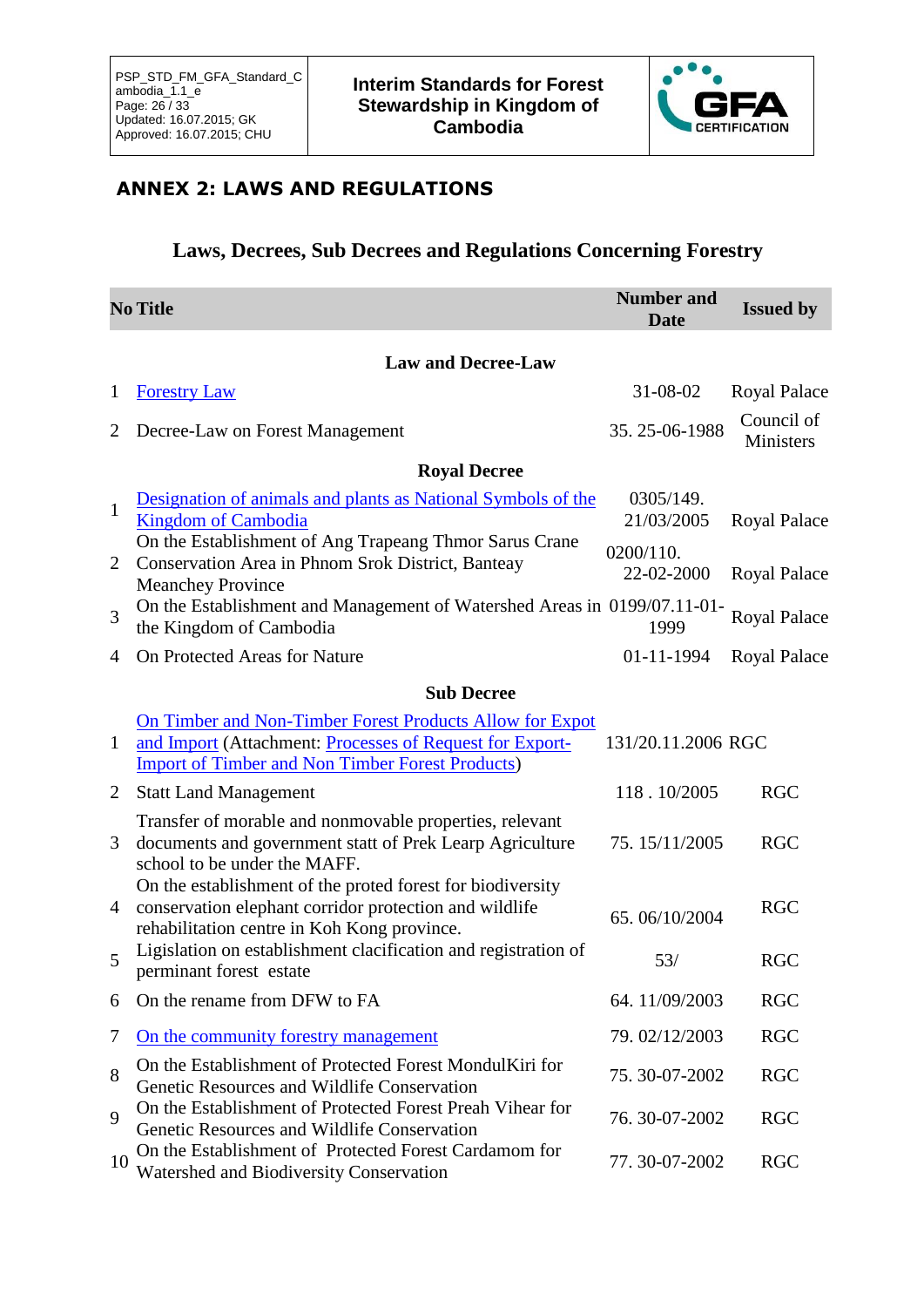## ANNEX 2: LAWS AND REGULATIONS

### Laws, Decrees, Sub Decrees and Regulations Concerning Forestry

| No | Title | Number and Date | Issued by |
|---|---|---|---|
| | **Law and Decree-Law** | | |
| 1 | Forestry Law | 31-08-02 | Royal Palace |
| 2 | Decree-Law on Forest Management | 35. 25-06-1988 | Council of Ministers |
| | **Royal Decree** | | |
| 1 | Designation of animals and plants as National Symbols of the Kingdom of Cambodia | 0305/149. 21/03/2005 | Royal Palace |
| 2 | On the Establishment of Ang Trapeang Thmor Sarus Crane Conservation Area in Phnom Srok District, Banteay Meanchey Province | 0200/110. 22-02-2000 | Royal Palace |
| 3 | On the Establishment and Management of Watershed Areas in the Kingdom of Cambodia | 0199/07.11-01-1999 | Royal Palace |
| 4 | On Protected Areas for Nature | 01-11-1994 | Royal Palace |
| | **Sub Decree** | | |
| 1 | On Timber and Non-Timber Forest Products Allow for Expot and Import (Attachment: Processes of Request for Export-Import of Timber and Non Timber Forest Products) | 131/20.11.2006 | RGC |
| 2 | Statt Land Management | 118 . 10/2005 | RGC |
| 3 | Transfer of morable and nonmovable properties, relevant documents and government statt of Prek Learp Agriculture school to be under the MAFF. | 75. 15/11/2005 | RGC |
| 4 | On the establishment of the proted forest for biodiversity conservation elephant corridor protection and wildlife rehabilitation centre in Koh Kong province. | 65. 06/10/2004 | RGC |
| 5 | Ligislation on establishment clacification and registration of perminant forest estate | 53/ | RGC |
| 6 | On the rename from DFW to FA | 64. 11/09/2003 | RGC |
| 7 | On the community forestry management | 79. 02/12/2003 | RGC |
| 8 | On the Establishment of Protected Forest MondulKiri for Genetic Resources and Wildlife Conservation | 75. 30-07-2002 | RGC |
| 9 | On the Establishment of Protected Forest Preah Vihear for Genetic Resources and Wildlife Conservation | 76. 30-07-2002 | RGC |
| 10 | On the Establishment of Protected Forest Cardamom for Watershed and Biodiversity Conservation | 77. 30-07-2002 | RGC |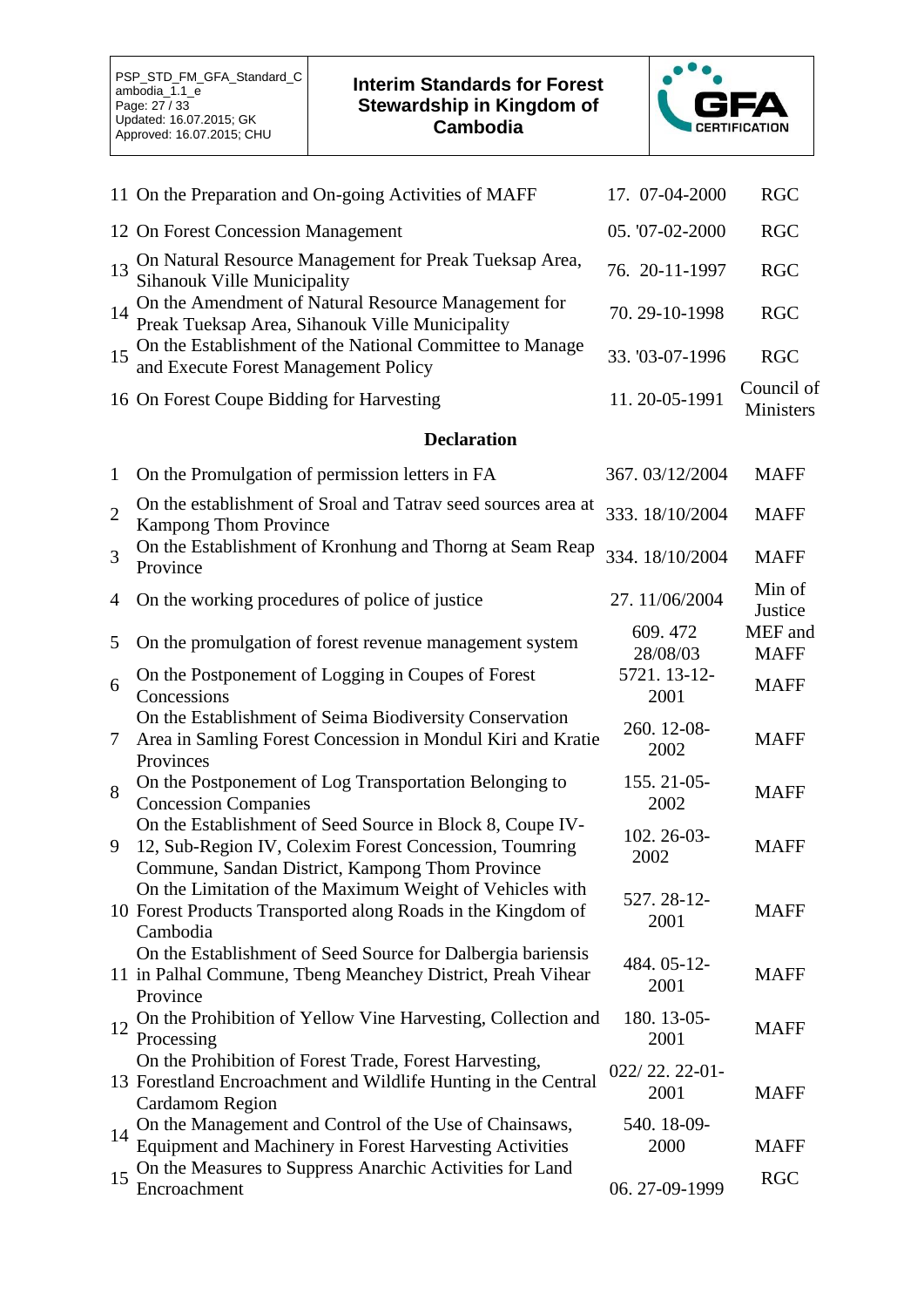| | | | |
|---|---|---|---|
| 11 | On the Preparation and On-going Activities of MAFF | 17. 07-04-2000 | RGC |
| 12 | On Forest Concession Management | 05. '07-02-2000 | RGC |
| 13 | On Natural Resource Management for Preak Tueksap Area, Sihanouk Ville Municipality | 76. 20-11-1997 | RGC |
| 14 | On the Amendment of Natural Resource Management for Preak Tueksap Area, Sihanouk Ville Municipality | 70. 29-10-1998 | RGC |
| 15 | On the Establishment of the National Committee to Manage and Execute Forest Management Policy | 33. '03-07-1996 | RGC |
| 16 | On Forest Coupe Bidding for Harvesting | 11. 20-05-1991 | Council of Ministers |

**Declaration**

| | | | |
|---|---|---|---|
| 1 | On the Promulgation of permission letters in FA | 367. 03/12/2004 | MAFF |
| 2 | On the establishment of Sroal and Tatrav seed sources area at Kampong Thom Province | 333. 18/10/2004 | MAFF |
| 3 | On the Establishment of Kronhung and Thorng at Seam Reap Province | 334. 18/10/2004 | MAFF |
| 4 | On the working procedures of police of justice | 27. 11/06/2004 | Min of Justice |
| 5 | On the promulgation of forest revenue management system | 609. 472 28/08/03 | MEF and MAFF |
| 6 | On the Postponement of Logging in Coupes of Forest Concessions | 5721. 13-12-2001 | MAFF |
| 7 | On the Establishment of Seima Biodiversity Conservation Area in Samling Forest Concession in Mondul Kiri and Kratie Provinces | 260. 12-08-2002 | MAFF |
| 8 | On the Postponement of Log Transportation Belonging to Concession Companies | 155. 21-05-2002 | MAFF |
| 9 | On the Establishment of Seed Source in Block 8, Coupe IV-12, Sub-Region IV, Colexim Forest Concession, Toumring Commune, Sandan District, Kampong Thom Province | 102. 26-03-2002 | MAFF |
| 10 | On the Limitation of the Maximum Weight of Vehicles with Forest Products Transported along Roads in the Kingdom of Cambodia | 527. 28-12-2001 | MAFF |
| 11 | On the Establishment of Seed Source for Dalbergia bariensis in Palhal Commune, Tbeng Meanchey District, Preah Vihear Province | 484. 05-12-2001 | MAFF |
| 12 | On the Prohibition of Yellow Vine Harvesting, Collection and Processing | 180. 13-05-2001 | MAFF |
| 13 | On the Prohibition of Forest Trade, Forest Harvesting, Forestland Encroachment and Wildlife Hunting in the Central Cardamom Region | 022/ 22. 22-01-2001 | MAFF |
| 14 | On the Management and Control of the Use of Chainsaws, Equipment and Machinery in Forest Harvesting Activities | 540. 18-09-2000 | MAFF |
| 15 | On the Measures to Suppress Anarchic Activities for Land Encroachment | 06. 27-09-1999 | RGC |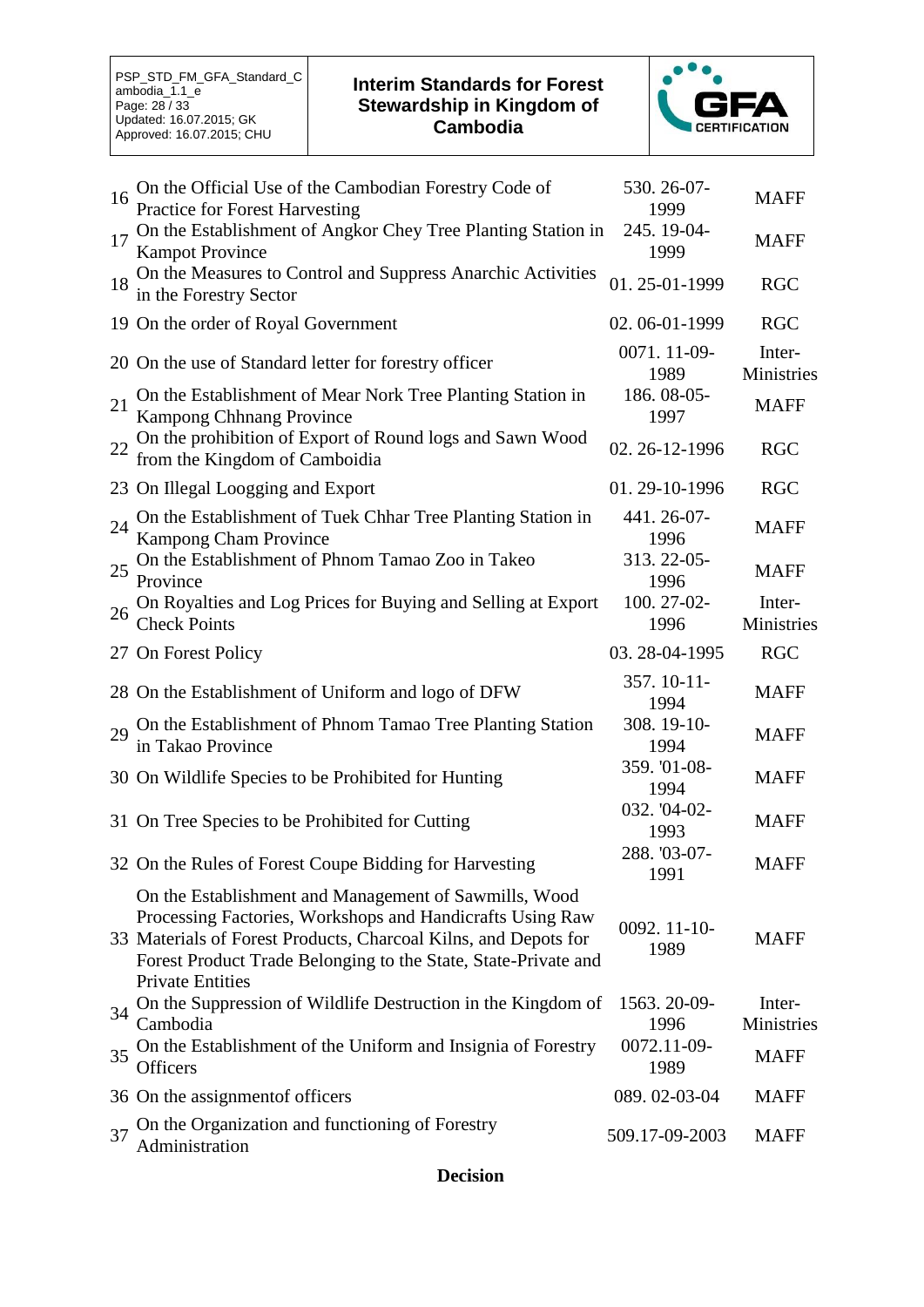| | | | |
|---|---|---|---|
| 16 | On the Official Use of the Cambodian Forestry Code of Practice for Forest Harvesting | 530. 26-07-1999 | MAFF |
| 17 | On the Establishment of Angkor Chey Tree Planting Station in Kampot Province | 245. 19-04-1999 | MAFF |
| 18 | On the Measures to Control and Suppress Anarchic Activities in the Forestry Sector | 01. 25-01-1999 | RGC |
| 19 | On the order of Royal Government | 02. 06-01-1999 | RGC |
| 20 | On the use of Standard letter for forestry officer | 0071. 11-09-1989 | Inter-Ministries |
| 21 | On the Establishment of Mear Nork Tree Planting Station in Kampong Chhnang Province | 186. 08-05-1997 | MAFF |
| 22 | On the prohibition of Export of Round logs and Sawn Wood from the Kingdom of Camboidia | 02. 26-12-1996 | RGC |
| 23 | On Illegal Loogging and Export | 01. 29-10-1996 | RGC |
| 24 | On the Establishment of Tuek Chhar Tree Planting Station in Kampong Cham Province | 441. 26-07-1996 | MAFF |
| 25 | On the Establishment of Phnom Tamao Zoo in Takeo Province | 313. 22-05-1996 | MAFF |
| 26 | On Royalties and Log Prices for Buying and Selling at Export Check Points | 100. 27-02-1996 | Inter-Ministries |
| 27 | On Forest Policy | 03. 28-04-1995 | RGC |
| 28 | On the Establishment of Uniform and logo of DFW | 357. 10-11-1994 | MAFF |
| 29 | On the Establishment of Phnom Tamao Tree Planting Station in Takao Province | 308. 19-10-1994 | MAFF |
| 30 | On Wildlife Species to be Prohibited for Hunting | 359. '01-08-1994 | MAFF |
| 31 | On Tree Species to be Prohibited for Cutting | 032. '04-02-1993 | MAFF |
| 32 | On the Rules of Forest Coupe Bidding for Harvesting | 288. '03-07-1991 | MAFF |
| 33 | On the Establishment and Management of Sawmills, Wood Processing Factories, Workshops and Handicrafts Using Raw Materials of Forest Products, Charcoal Kilns, and Depots for Forest Product Trade Belonging to the State, State-Private and Private Entities | 0092. 11-10-1989 | MAFF |
| 34 | On the Suppression of Wildlife Destruction in the Kingdom of Cambodia | 1563. 20-09-1996 | Inter-Ministries |
| 35 | On the Establishment of the Uniform and Insignia of Forestry Officers | 0072.11-09-1989 | MAFF |
| 36 | On the assignmentof officers | 089. 02-03-04 | MAFF |
| 37 | On the Organization and functioning of Forestry Administration | 509.17-09-2003 | MAFF |

**Decision**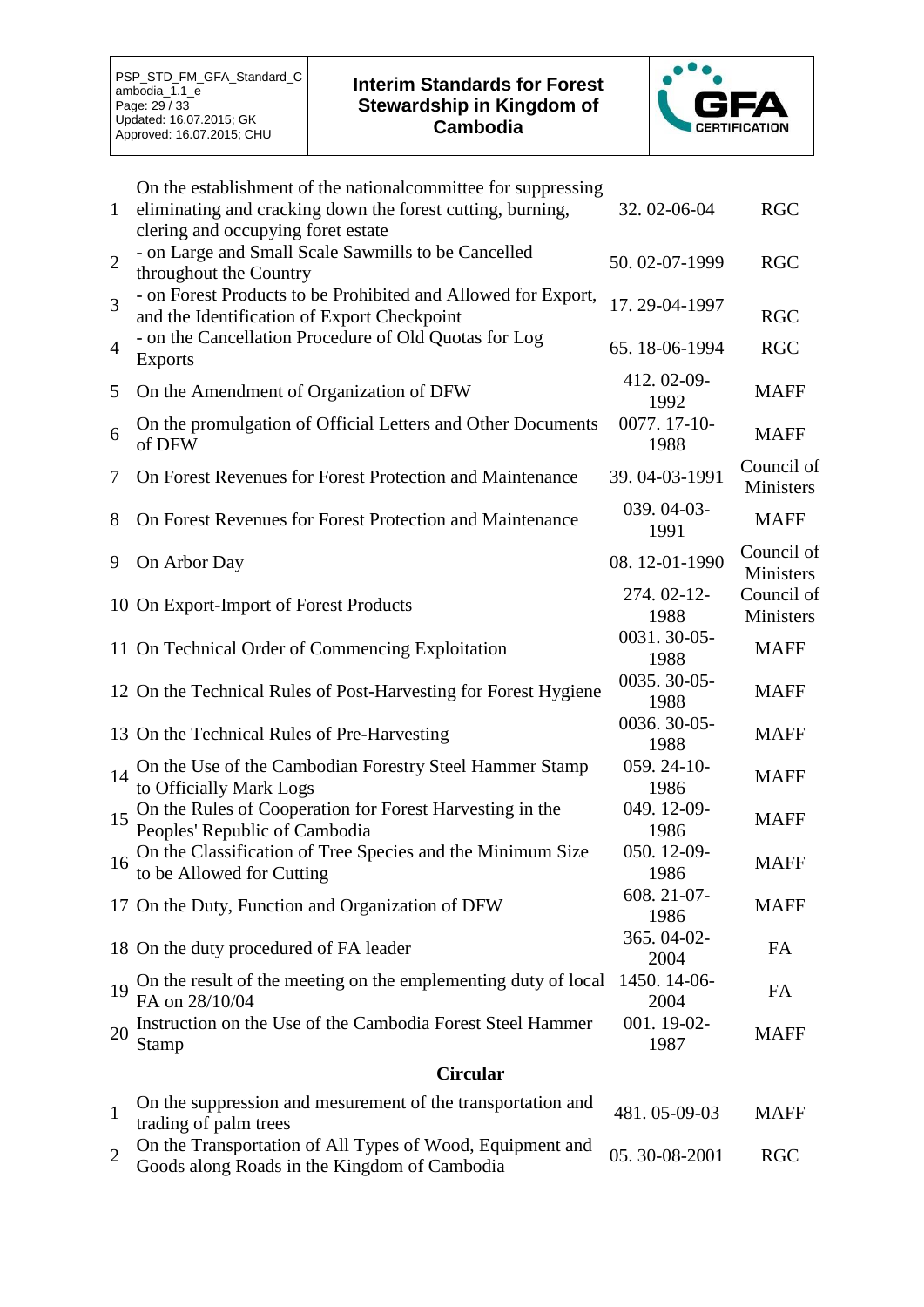| | | | |
|---|---|---|---|
| 1 | On the establishment of the nationalcommittee for suppressing eliminating and cracking down the forest cutting, burning, clering and occupying foret estate | 32. 02-06-04 | RGC |
| 2 | - on Large and Small Scale Sawmills to be Cancelled throughout the Country | 50. 02-07-1999 | RGC |
| 3 | - on Forest Products to be Prohibited and Allowed for Export, and the Identification of Export Checkpoint | 17. 29-04-1997 | RGC |
| 4 | - on the Cancellation Procedure of Old Quotas for Log Exports | 65. 18-06-1994 | RGC |
| 5 | On the Amendment of Organization of DFW | 412. 02-09-1992 | MAFF |
| 6 | On the promulgation of Official Letters and Other Documents of DFW | 0077. 17-10-1988 | MAFF |
| 7 | On Forest Revenues for Forest Protection and Maintenance | 39. 04-03-1991 | Council of Ministers |
| 8 | On Forest Revenues for Forest Protection and Maintenance | 039. 04-03-1991 | MAFF |
| 9 | On Arbor Day | 08. 12-01-1990 | Council of Ministers |
| 10 | On Export-Import of Forest Products | 274. 02-12-1988 | Council of Ministers |
| 11 | On Technical Order of Commencing Exploitation | 0031. 30-05-1988 | MAFF |
| 12 | On the Technical Rules of Post-Harvesting for Forest Hygiene | 0035. 30-05-1988 | MAFF |
| 13 | On the Technical Rules of Pre-Harvesting | 0036. 30-05-1988 | MAFF |
| 14 | On the Use of the Cambodian Forestry Steel Hammer Stamp to Officially Mark Logs | 059. 24-10-1986 | MAFF |
| 15 | On the Rules of Cooperation for Forest Harvesting in the Peoples' Republic of Cambodia | 049. 12-09-1986 | MAFF |
| 16 | On the Classification of Tree Species and the Minimum Size to be Allowed for Cutting | 050. 12-09-1986 | MAFF |
| 17 | On the Duty, Function and Organization of DFW | 608. 21-07-1986 | MAFF |
| 18 | On the duty procedured of FA leader | 365. 04-02-2004 | FA |
| 19 | On the result of the meeting on the emplementing duty of local FA on 28/10/04 | 1450. 14-06-2004 | FA |
| 20 | Instruction on the Use of the Cambodia Forest Steel Hammer Stamp | 001. 19-02-1987 | MAFF |

**Circular**

| | | | |
|---|---|---|---|
| 1 | On the suppression and mesurement of the transportation and trading of palm trees | 481. 05-09-03 | MAFF |
| 2 | On the Transportation of All Types of Wood, Equipment and Goods along Roads in the Kingdom of Cambodia | 05. 30-08-2001 | RGC |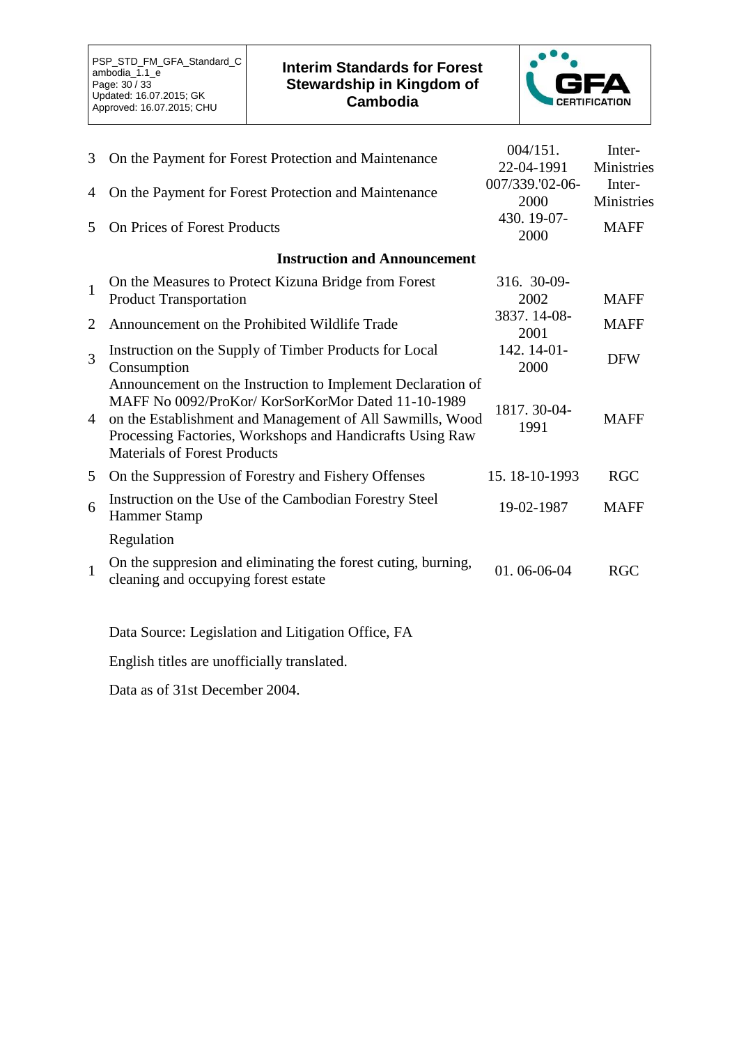| | | | |
|---|---|---|---|
| 3 | On the Payment for Forest Protection and Maintenance | 004/151. 22-04-1991 | Inter-Ministries |
| 4 | On the Payment for Forest Protection and Maintenance | 007/339.'02-06-2000 | Inter-Ministries |
| 5 | On Prices of Forest Products | 430. 19-07-2000 | MAFF |
| | **Instruction and Announcement** | | |
| 1 | On the Measures to Protect Kizuna Bridge from Forest Product Transportation | 316. 30-09-2002 | MAFF |
| 2 | Announcement on the Prohibited Wildlife Trade | 3837. 14-08-2001 | MAFF |
| 3 | Instruction on the Supply of Timber Products for Local Consumption | 142. 14-01-2000 | DFW |
| 4 | Announcement on the Instruction to Implement Declaration of MAFF No 0092/ProKor/ KorSorKorMor Dated 11-10-1989 on the Establishment and Management of All Sawmills, Wood Processing Factories, Workshops and Handicrafts Using Raw Materials of Forest Products | 1817. 30-04-1991 | MAFF |
| 5 | On the Suppression of Forestry and Fishery Offenses | 15. 18-10-1993 | RGC |
| 6 | Instruction on the Use of the Cambodian Forestry Steel Hammer Stamp | 19-02-1987 | MAFF |
| | Regulation | | |
| 1 | On the suppresion and eliminating the forest cuting, burning, cleaning and occupying forest estate | 01. 06-06-04 | RGC |

Data Source: Legislation and Litigation Office, FA

English titles are unofficially translated.

Data as of 31st December 2004.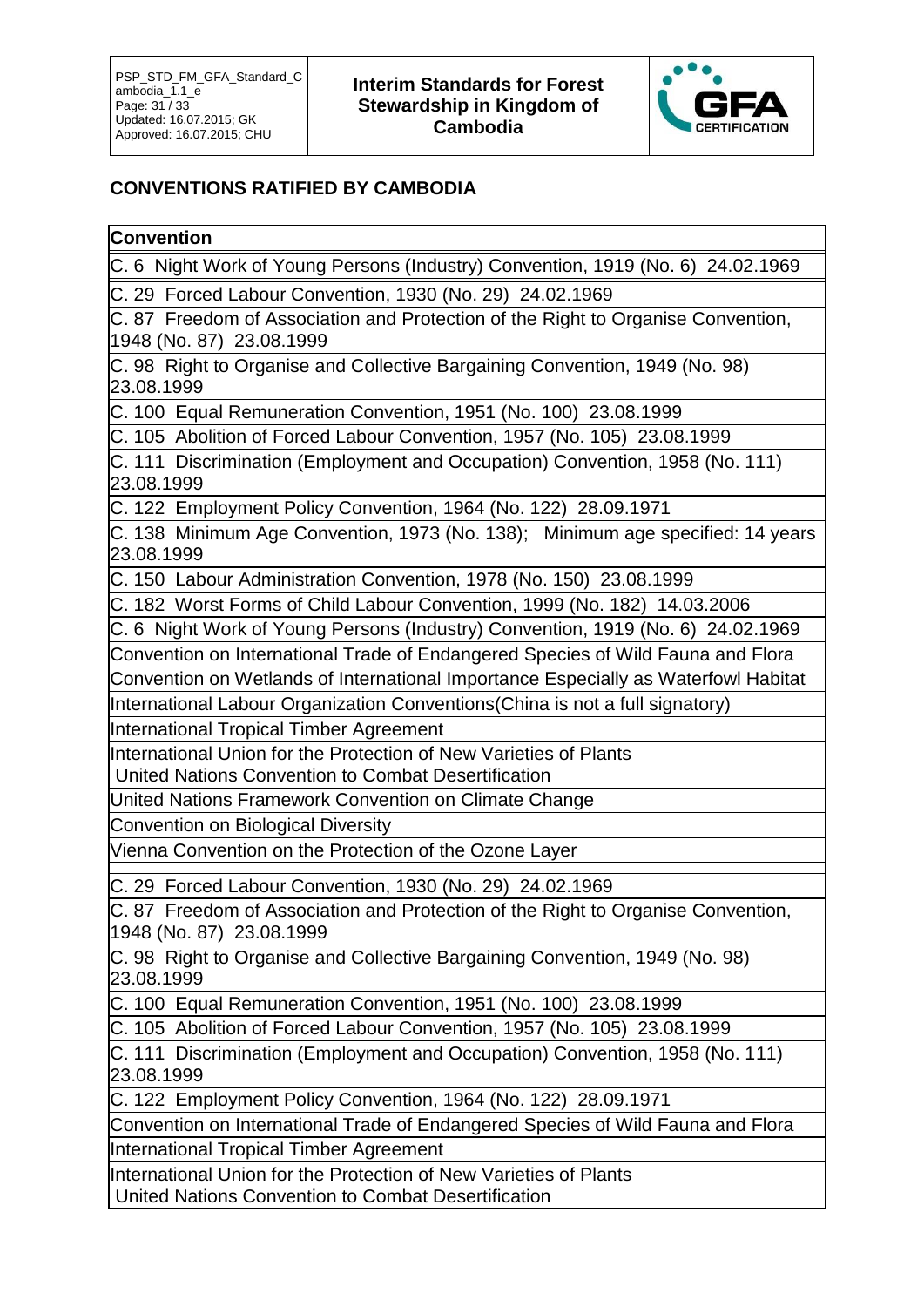## CONVENTIONS RATIFIED BY CAMBODIA

| Convention |
|---|
| C. 6 Night Work of Young Persons (Industry) Convention, 1919 (No. 6) 24.02.1969 |
| C. 29 Forced Labour Convention, 1930 (No. 29) 24.02.1969 |
| C. 87 Freedom of Association and Protection of the Right to Organise Convention, 1948 (No. 87) 23.08.1999 |
| C. 98 Right to Organise and Collective Bargaining Convention, 1949 (No. 98) 23.08.1999 |
| C. 100 Equal Remuneration Convention, 1951 (No. 100) 23.08.1999 |
| C. 105 Abolition of Forced Labour Convention, 1957 (No. 105) 23.08.1999 |
| C. 111 Discrimination (Employment and Occupation) Convention, 1958 (No. 111) 23.08.1999 |
| C. 122 Employment Policy Convention, 1964 (No. 122) 28.09.1971 |
| C. 138 Minimum Age Convention, 1973 (No. 138); Minimum age specified: 14 years 23.08.1999 |
| C. 150 Labour Administration Convention, 1978 (No. 150) 23.08.1999 |
| C. 182 Worst Forms of Child Labour Convention, 1999 (No. 182) 14.03.2006 |
| C. 6 Night Work of Young Persons (Industry) Convention, 1919 (No. 6) 24.02.1969 |
| Convention on International Trade of Endangered Species of Wild Fauna and Flora |
| Convention on Wetlands of International Importance Especially as Waterfowl Habitat |
| International Labour Organization Conventions(China is not a full signatory) |
| International Tropical Timber Agreement |
| International Union for the Protection of New Varieties of Plants United Nations Convention to Combat Desertification |
| United Nations Framework Convention on Climate Change |
| Convention on Biological Diversity |
| Vienna Convention on the Protection of the Ozone Layer |
| |
| C. 29 Forced Labour Convention, 1930 (No. 29) 24.02.1969 |
| C. 87 Freedom of Association and Protection of the Right to Organise Convention, 1948 (No. 87) 23.08.1999 |
| C. 98 Right to Organise and Collective Bargaining Convention, 1949 (No. 98) 23.08.1999 |
| C. 100 Equal Remuneration Convention, 1951 (No. 100) 23.08.1999 |
| C. 105 Abolition of Forced Labour Convention, 1957 (No. 105) 23.08.1999 |
| C. 111 Discrimination (Employment and Occupation) Convention, 1958 (No. 111) 23.08.1999 |
| C. 122 Employment Policy Convention, 1964 (No. 122) 28.09.1971 |
| Convention on International Trade of Endangered Species of Wild Fauna and Flora |
| International Tropical Timber Agreement |
| International Union for the Protection of New Varieties of Plants United Nations Convention to Combat Desertification |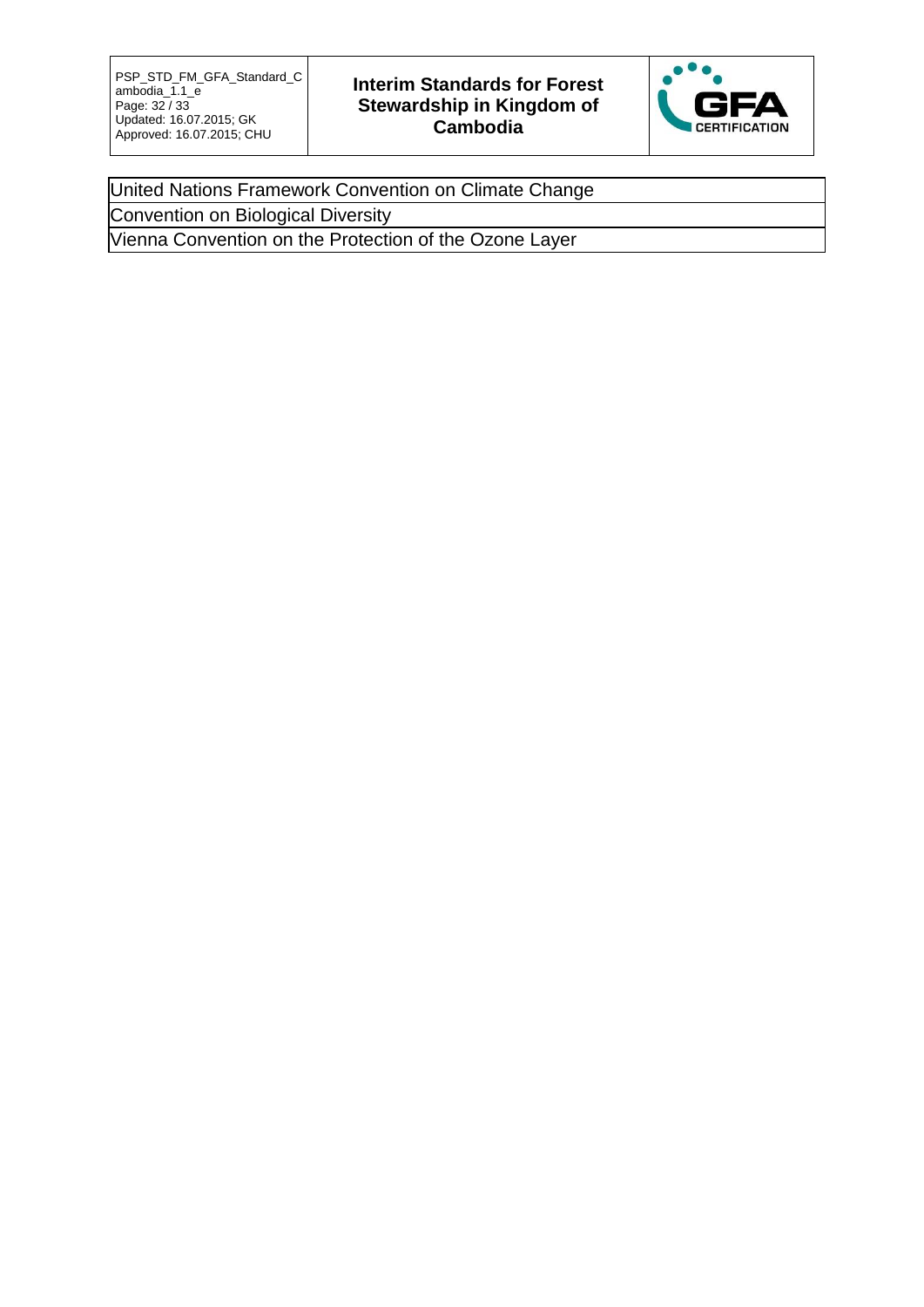| United Nations Framework Convention on Climate Change |
| --- |
| Convention on Biological Diversity |
| Vienna Convention on the Protection of the Ozone Layer |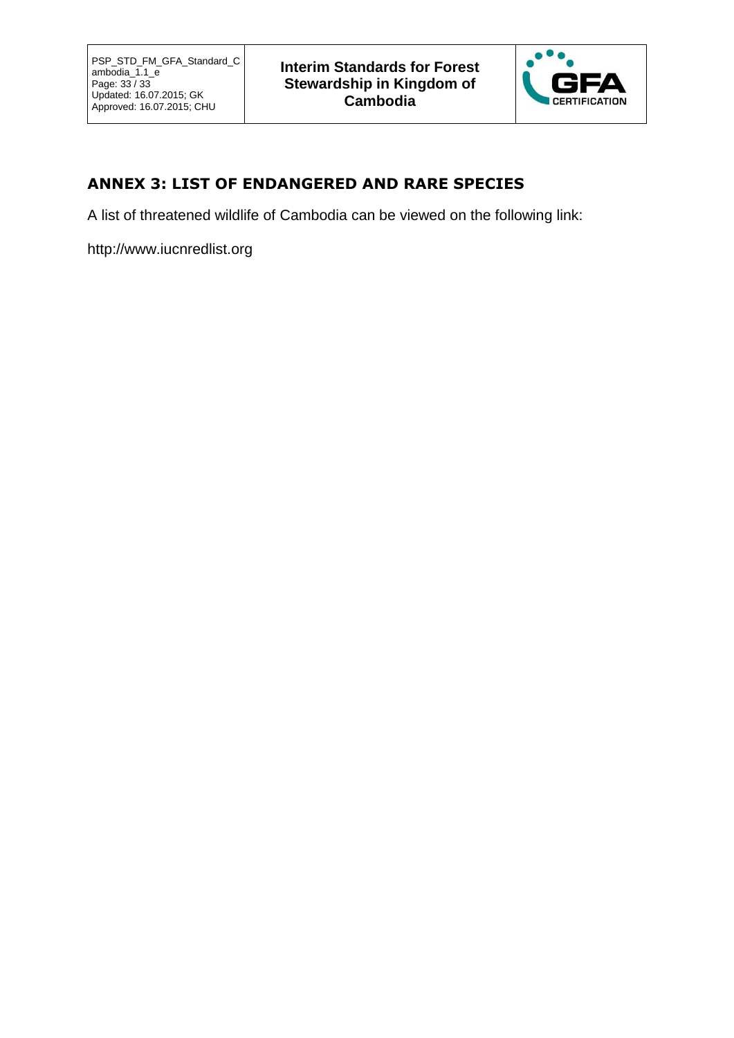## ANNEX 3: LIST OF ENDANGERED AND RARE SPECIES

A list of threatened wildlife of Cambodia can be viewed on the following link:

http://www.iucnredlist.org